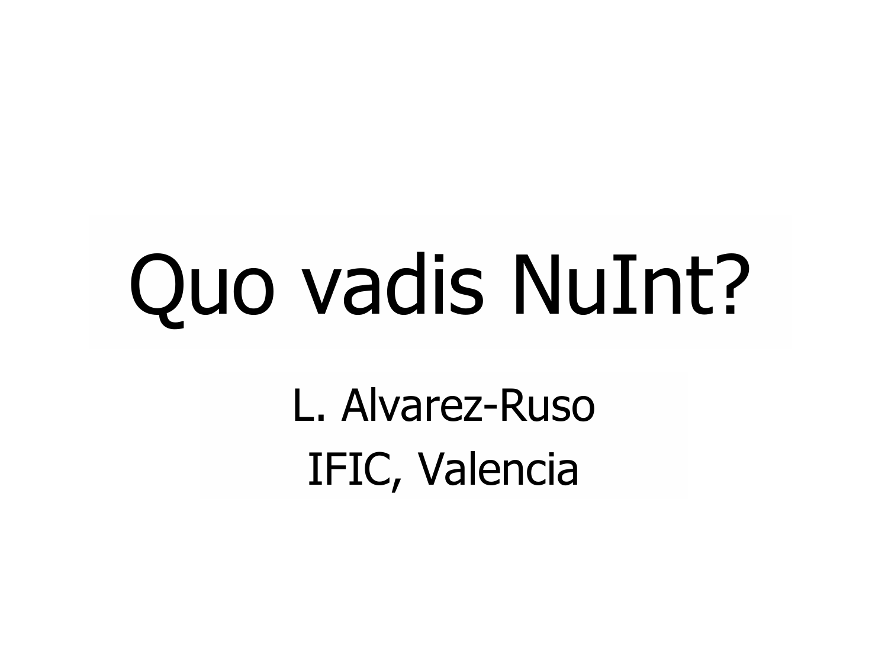# Quo vadis NuInt?

L. Alvarez-Ruso

IFIC, Valencia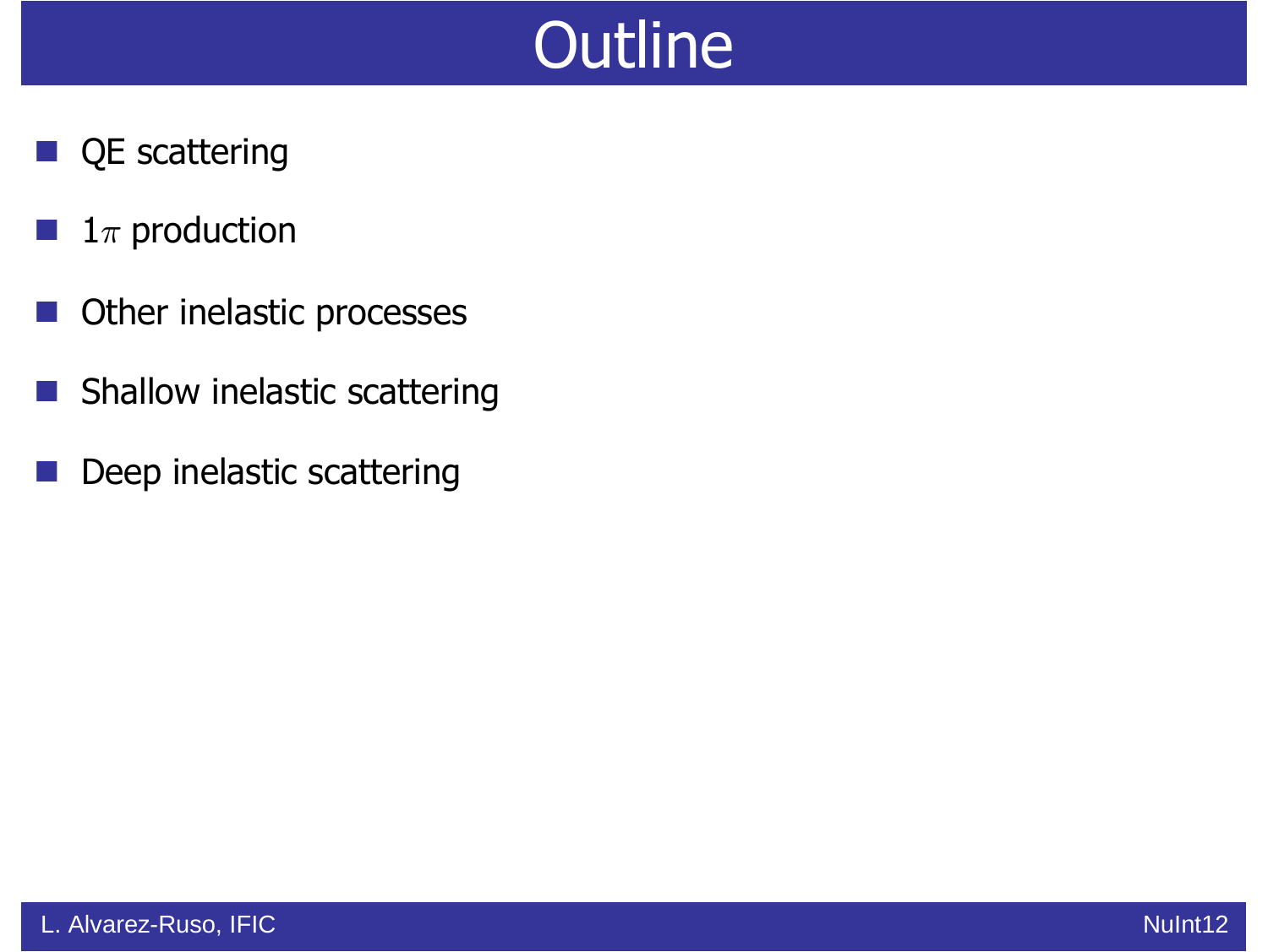# Outline

- QE scattering
- $1\pi$ production
- Other inelastic processes
- Shallow inelastic scattering
- Deep inelastic scattering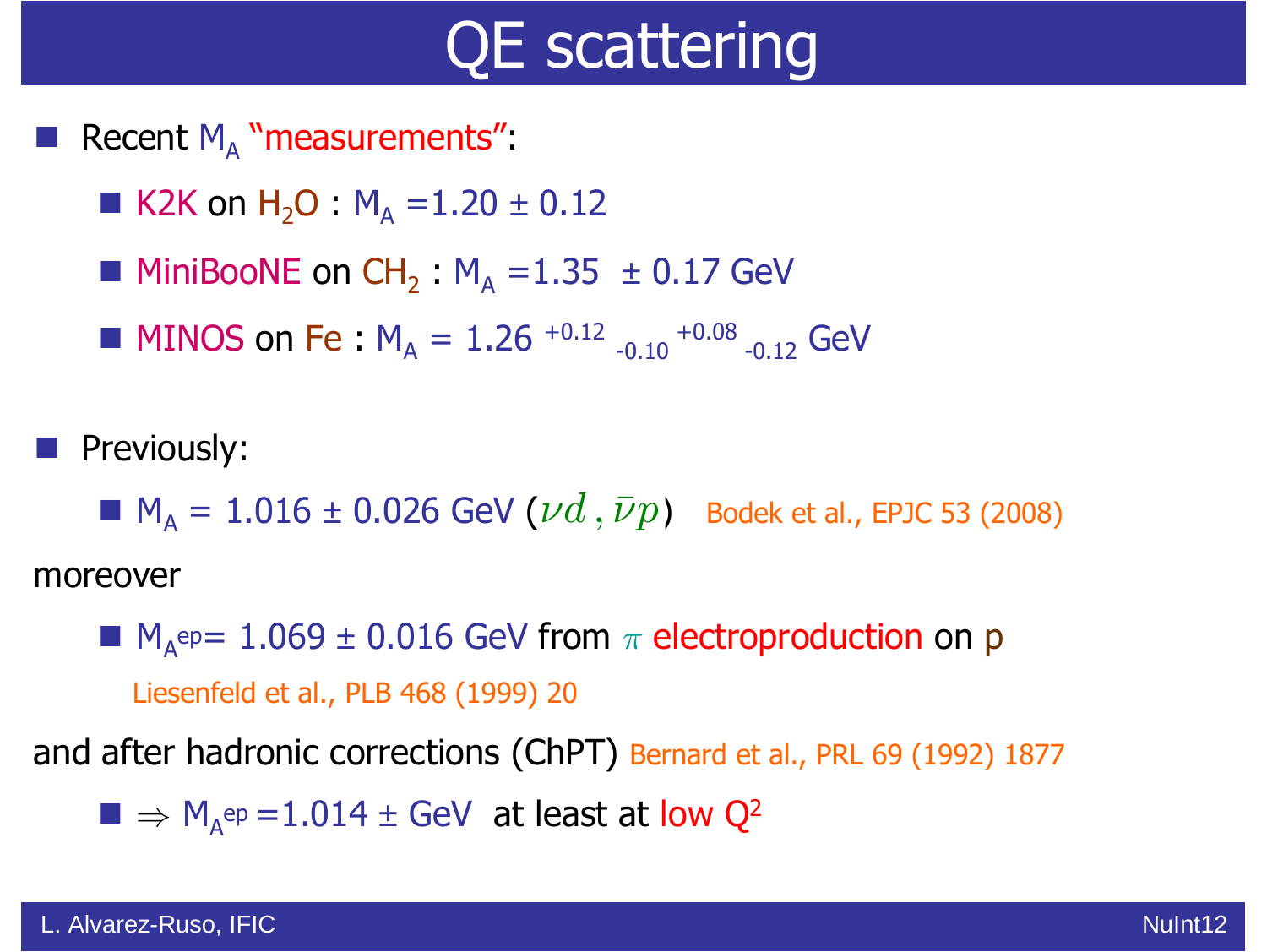# QE scattering

- Recent $M_A$ "measurements":
  - K2K on $H_2O$ : $M_A$ =1.20 ± 0.12
  - MiniBooNE on $CH_2$ : $M_A$ =1.35 ± 0.17 GeV
  - MINOS on Fe : $M_A = 1.26 ^{+0.12}_{-0.10} {}^{+0.08}_{-0.12}$ GeV

- Previously:
  - $M_A$ = 1.016 ± 0.026 GeV ($\nu d\,,\bar{\nu}p$) Bodek et al., EPJC 53 (2008)

moreover

- $M_A^{ep}$= 1.069 ± 0.016 GeV from $\pi$ electroproduction on p
  Liesenfeld et al., PLB 468 (1999) 20

and after hadronic corrections (ChPT) Bernard et al., PRL 69 (1992) 1877

- $\Rightarrow$ $M_A^{ep}$ =1.014 ± GeV at least at low $Q^2$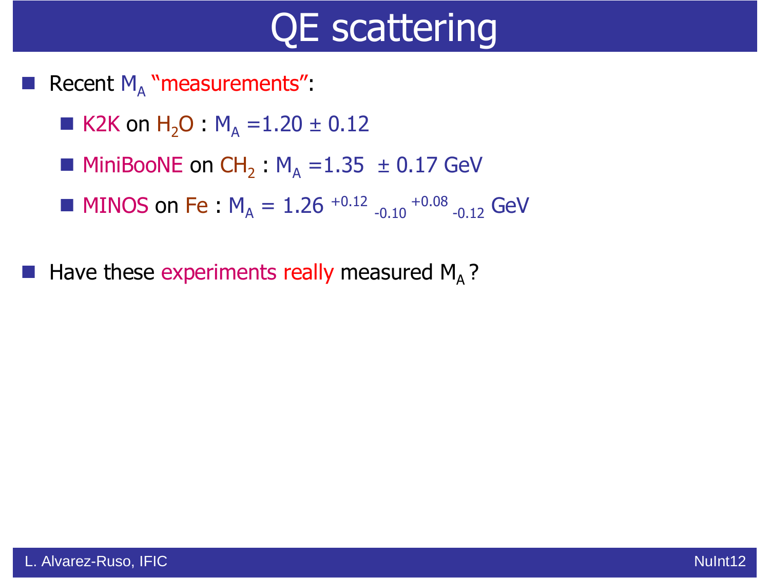# QE scattering

- Recent $M_A$ "measurements":
  - K2K on $H_2O$ : $M_A = 1.20 \pm 0.12$
  - MiniBooNE on $CH_2$ : $M_A = 1.35 \pm 0.17$ GeV
  - MINOS on Fe : $M_A = 1.26^{+0.12}_{-0.10}{}^{+0.08}_{-0.12}$ GeV
- Have these experiments really measured $M_A$ ?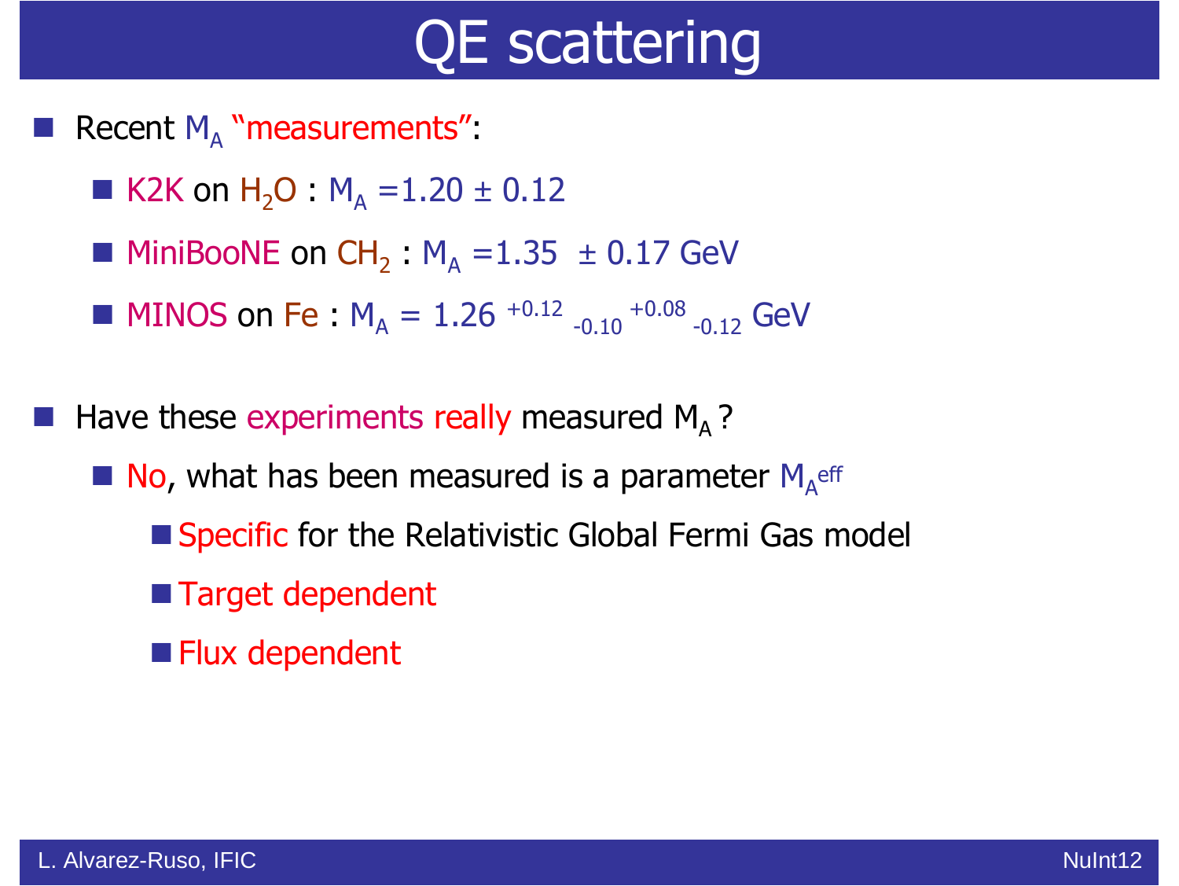# QE scattering

- Recent $M_A$ "measurements":
  - K2K on $H_2O$ : $M_A = 1.20 \pm 0.12$
  - MiniBooNE on $CH_2$ : $M_A = 1.35 \pm 0.17$ GeV
  - MINOS on Fe : $M_A = 1.26\,^{+0.12}_{-0.10}\,^{+0.08}_{-0.12}$ GeV
- Have these experiments really measured $M_A$ ?
  - No, what has been measured is a parameter $M_A^{eff}$
    - Specific for the Relativistic Global Fermi Gas model
    - Target dependent
    - Flux dependent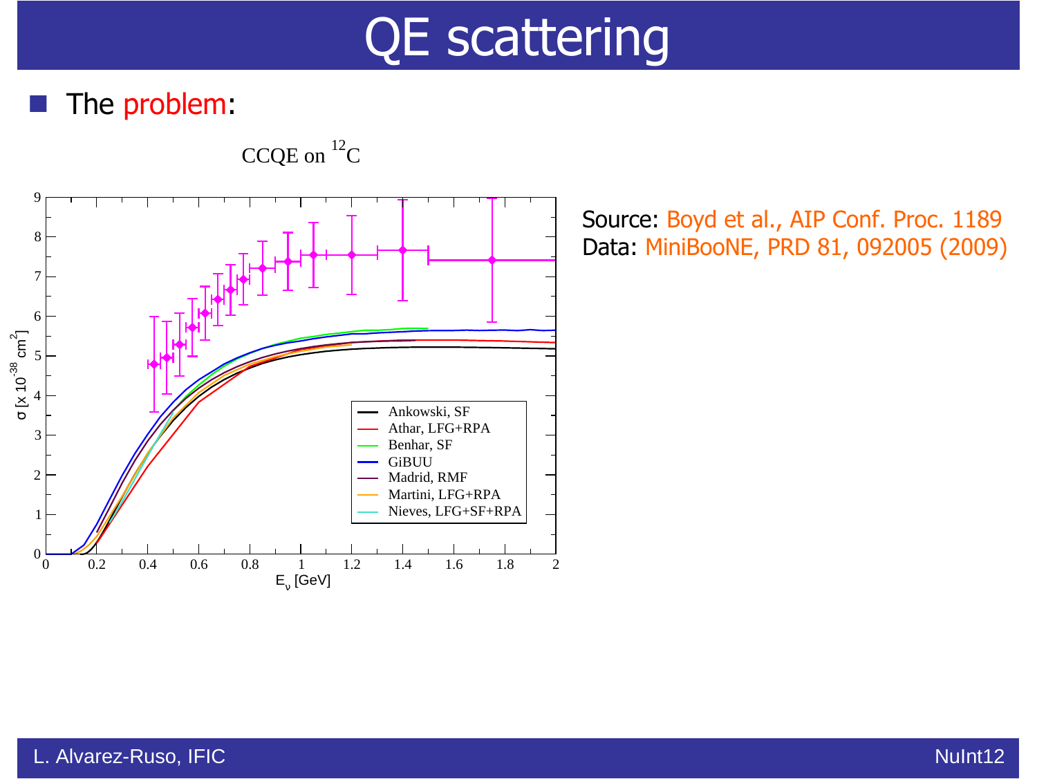# QE scattering

- The problem:

CCQE on $^{12}C$

$\sigma$ [x $10^{-38}$ cm$^2$]

9
8
7
6
5
4
3
2
1
0

0
0.2
0.4
0.6
0.8
1
1.2
1.4
1.6
1.8
2

$E_\nu$ [GeV]

Ankowski, SF
Athar, LFG+RPA
Benhar, SF
GiBUU
Madrid, RMF
Martini, LFG+RPA
Nieves, LFG+SF+RPA

Source: Boyd et al., AIP Conf. Proc. 1189
Data: MiniBooNE, PRD 81, 092005 (2009)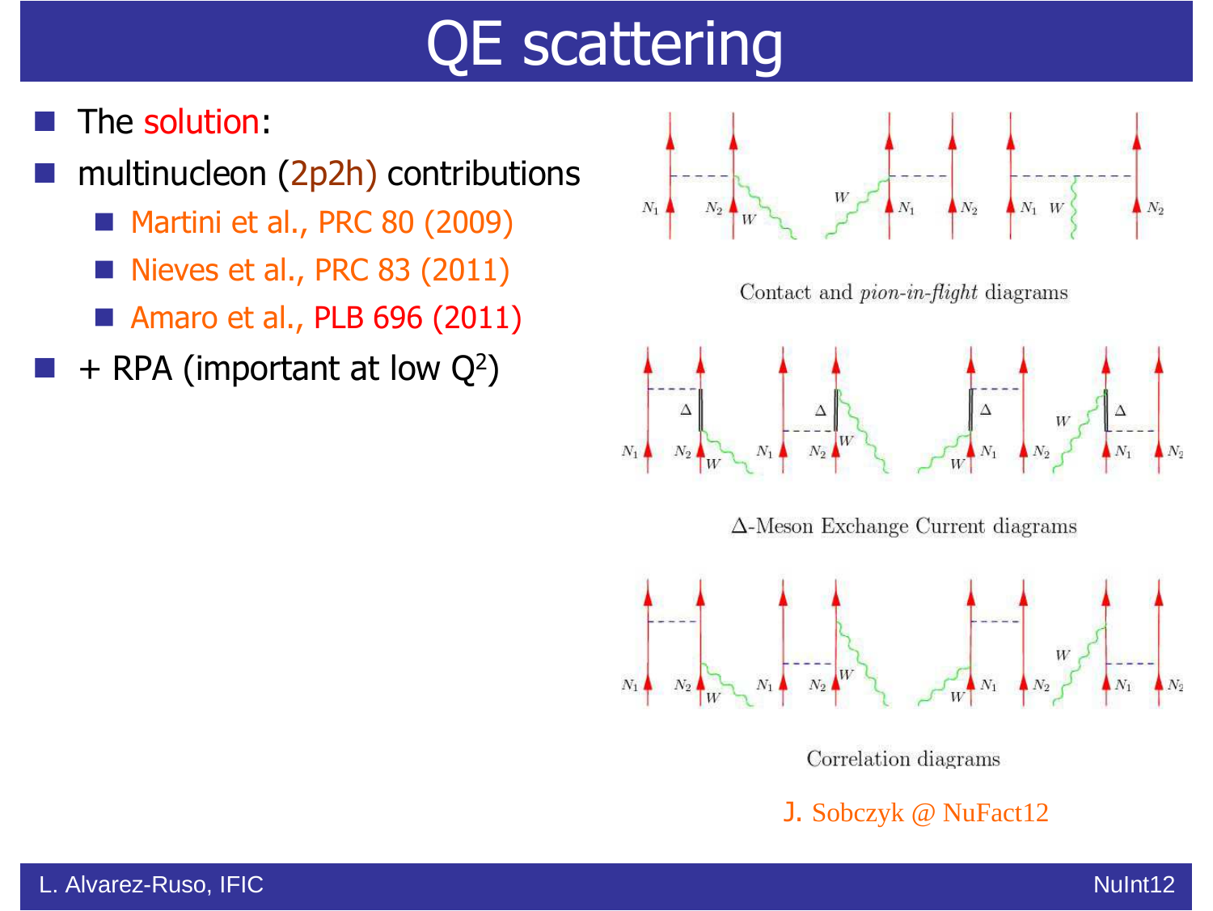# QE scattering

- The solution:
- multinucleon (2p2h) contributions
  - Martini et al., PRC 80 (2009)
  - Nieves et al., PRC 83 (2011)
  - Amaro et al., PLB 696 (2011)
- + RPA (important at low $Q^2$)

$N_1$ $N_2$ $W$

Contact and *pion-in-flight* diagrams

$\Delta$ $W$ $N_1$ $N_2$

$\Delta$-Meson Exchange Current diagrams

$W$ $N_1$ $N_2$

Correlation diagrams

J. Sobczyk @ NuFact12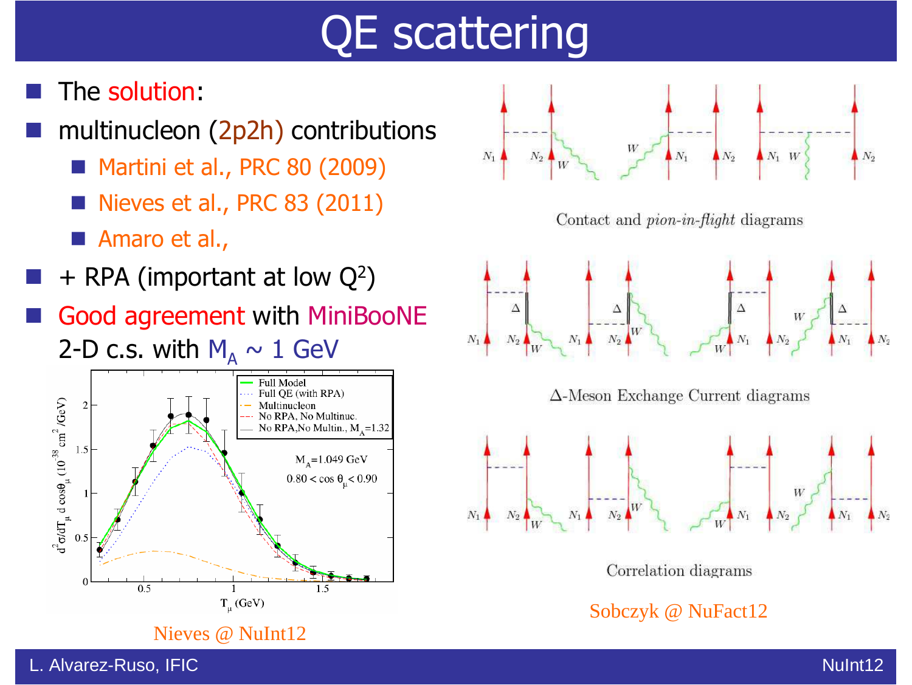# QE scattering

- The solution:
- multinucleon (2p2h) contributions
  - Martini et al., PRC 80 (2009)
  - Nieves et al., PRC 83 (2011)
  - Amaro et al.,
- + RPA (important at low $Q^2$)
- Good agreement with MiniBooNE 2-D c.s. with $M_A \sim 1$ GeV

Full Model
Full QE (with RPA)
Multinucleon
No RPA, No Multinuc.
No RPA,No Multin., $M_A$=1.32

$M_A$=1.049 GeV
$0.80 < \cos\theta_\mu < 0.90$

$d^2\sigma/dT_\mu\, d\cos\theta_\mu$ ($10^{-38}$ cm$^2$/GeV)

$T_\mu$ (GeV)

Nieves @ NuInt12

Contact and *pion-in-flight* diagrams

Δ-Meson Exchange Current diagrams

Correlation diagrams

Sobczyk @ NuFact12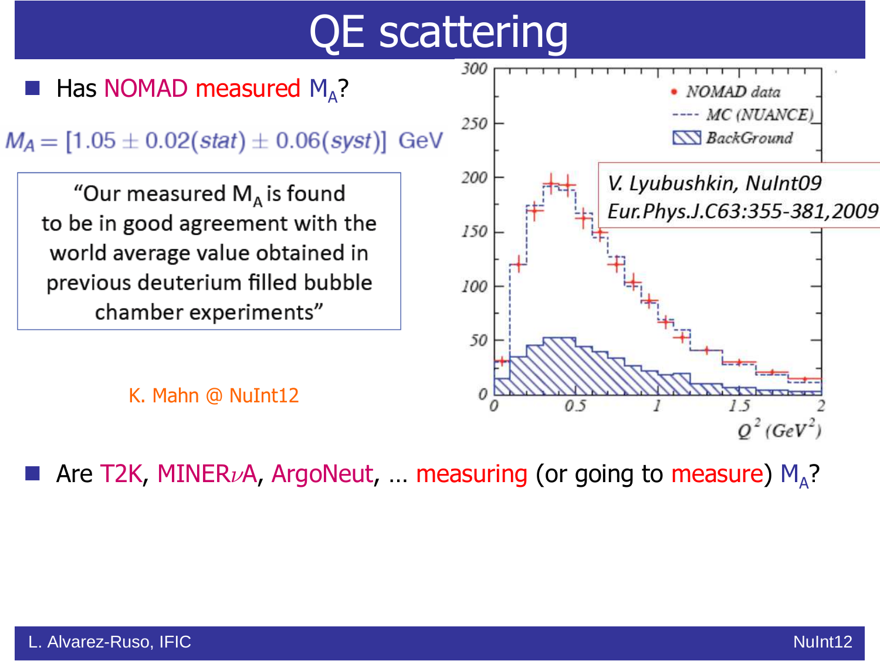# QE scattering

- Has NOMAD measured $M_A$?

$$M_A = [1.05 \pm 0.02(stat) \pm 0.06(syst)] \text{ GeV}$$

> "Our measured $M_A$ is found to be in good agreement with the world average value obtained in previous deuterium filled bubble chamber experiments"

K. Mahn @ NuInt12

NOMAD data
MC (NUANCE)
BackGround

V. Lyubushkin, NuInt09
Eur.Phys.J.C63:355-381,2009

300
250
200
150
100
50
0
0
0.5
1
1.5
2
$Q^2$ (GeV$^2$)

- Are T2K, MINER$\nu$A, ArgoNeut, … measuring (or going to measure) $M_A$?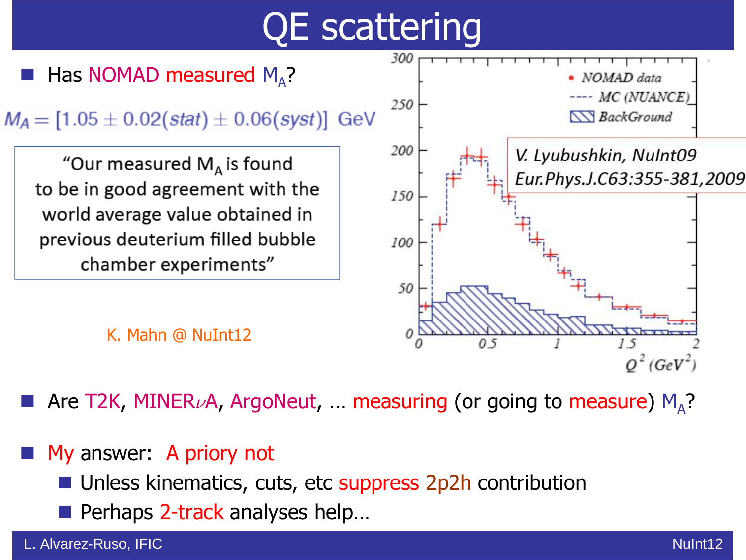# QE scattering

- Has NOMAD measured $M_A$?

$$M_A = [1.05 \pm 0.02(stat) \pm 0.06(syst)] \text{ GeV}$$

> "Our measured $M_A$ is found to be in good agreement with the world average value obtained in previous deuterium filled bubble chamber experiments"

K. Mahn @ NuInt12

NOMAD data
MC (NUANCE)
BackGround

V. Lyubushkin, NuInt09
Eur.Phys.J.C63:355-381,2009

300
250
200
150
100
50
0
0
0.5
1
1.5
2
$Q^2$ ($GeV^2$)

- Are T2K, MINER$\nu$A, ArgoNeut, … measuring (or going to measure) $M_A$?

- My answer: A priory not
  - Unless kinematics, cuts, etc suppress 2p2h contribution
  - Perhaps 2-track analyses help…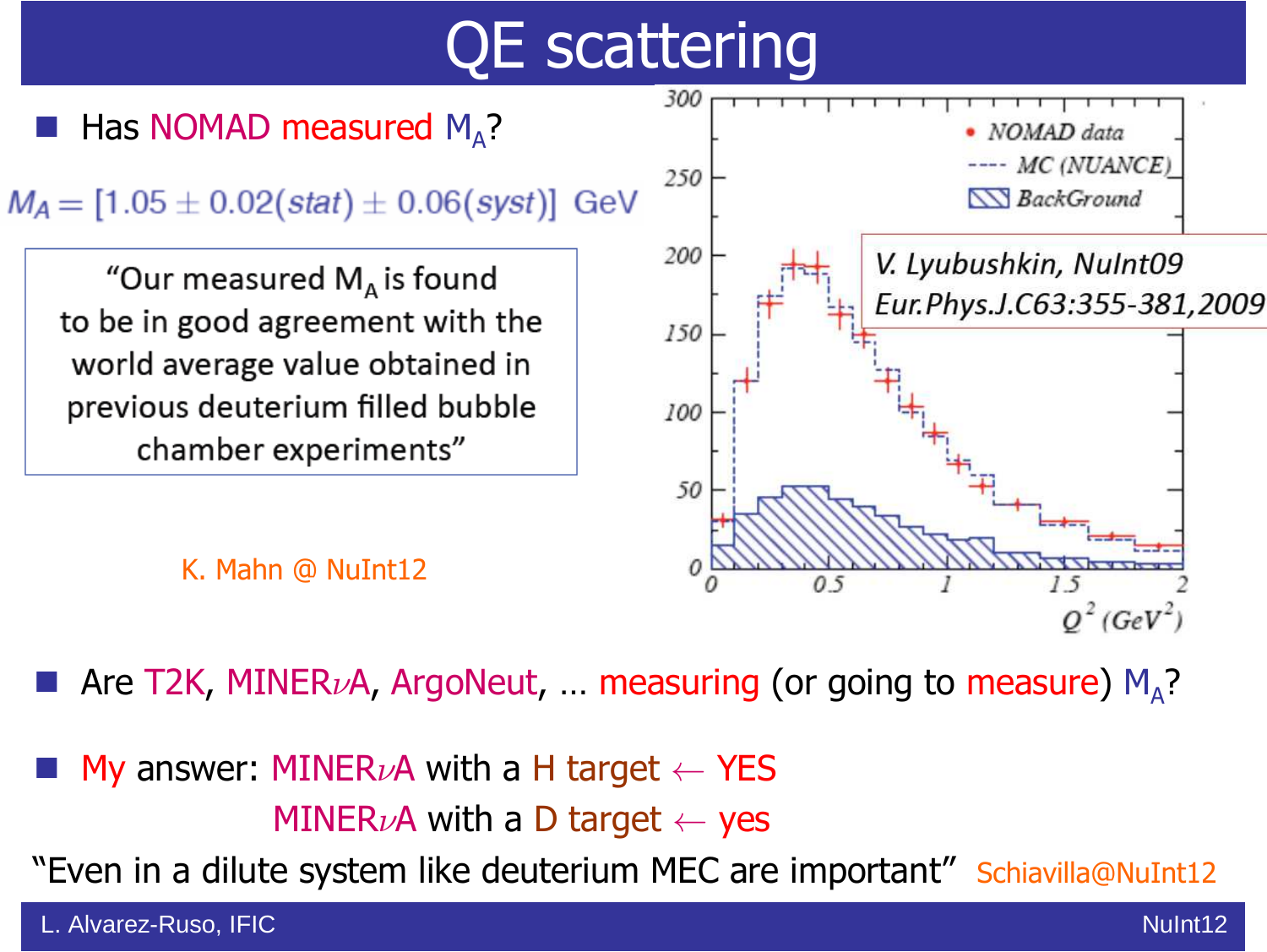# QE scattering

- Has NOMAD measured $M_A$?

$$M_A = [1.05 \pm 0.02(stat) \pm 0.06(syst)] \text{ GeV}$$

> "Our measured $M_A$ is found to be in good agreement with the world average value obtained in previous deuterium filled bubble chamber experiments"

K. Mahn @ NuInt12

V. Lyubushkin, NuInt09
Eur.Phys.J.C63:355-381,2009

- Are T2K, MINER$\nu$A, ArgoNeut, … measuring (or going to measure) $M_A$?

- My answer: MINER$\nu$A with a H target $\leftarrow$ YES
  MINER$\nu$A with a D target $\leftarrow$ yes

"Even in a dilute system like deuterium MEC are important" Schiavilla@NuInt12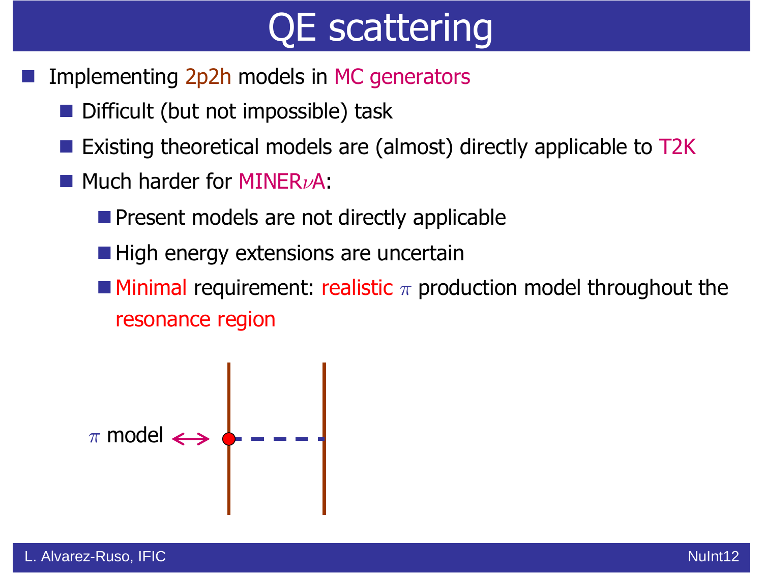# QE scattering

- Implementing 2p2h models in MC generators
  - Difficult (but not impossible) task
  - Existing theoretical models are (almost) directly applicable to T2K
  - Much harder for MINER$\nu$A:
    - Present models are not directly applicable
    - High energy extensions are uncertain
    - Minimal requirement: realistic $\pi$ production model throughout the resonance region

$\pi$ model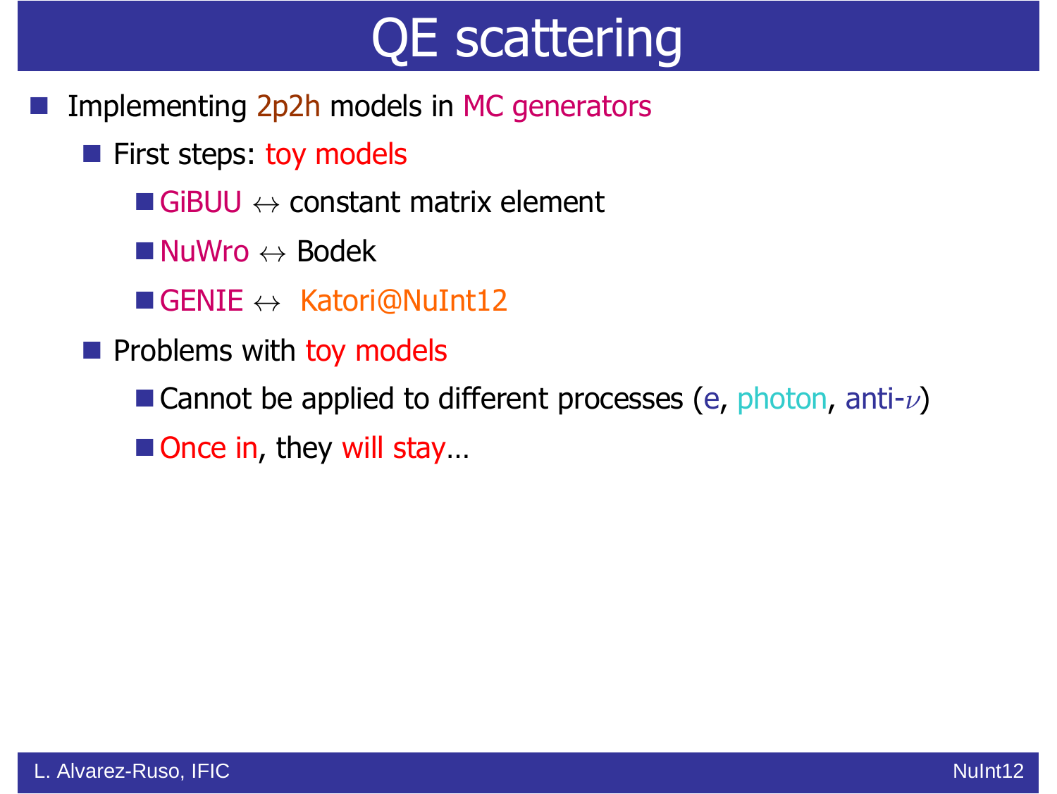# QE scattering

- Implementing 2p2h models in MC generators
  - First steps: toy models
    - GiBUU $\leftrightarrow$ constant matrix element
    - NuWro $\leftrightarrow$ Bodek
    - GENIE $\leftrightarrow$ Katori@NuInt12
  - Problems with toy models
    - Cannot be applied to different processes (e, photon, anti-$\nu$)
    - Once in, they will stay…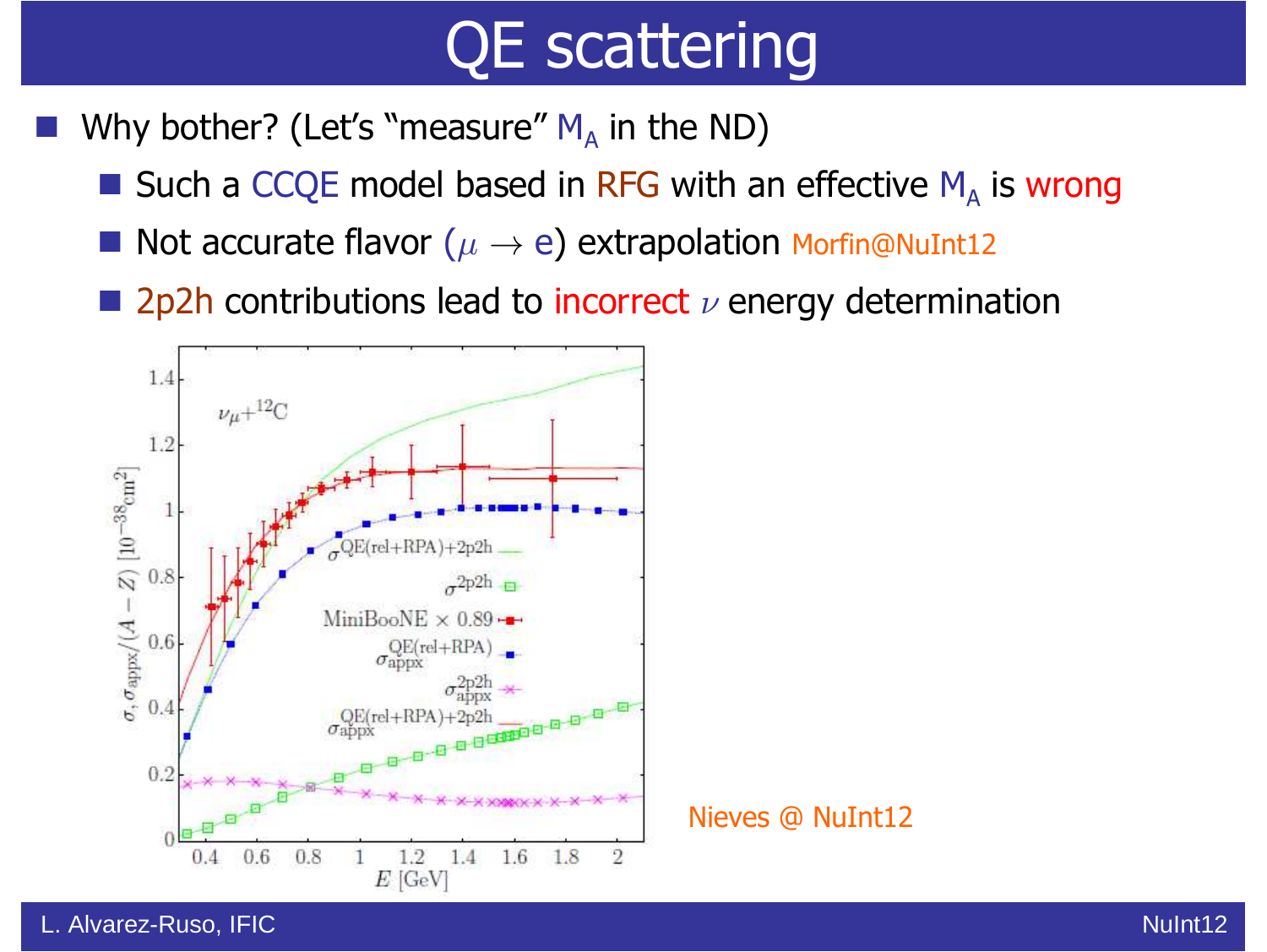# QE scattering

- Why bother? (Let's "measure" $M_A$ in the ND)
  - Such a CCQE model based in RFG with an effective $M_A$ is wrong
  - Not accurate flavor ($\mu \rightarrow e$) extrapolation Morfin@NuInt12
  - 2p2h contributions lead to incorrect $\nu$ energy determination

$\nu_\mu + {}^{12}C$

$\sigma, \sigma_{appx}/(A-Z)$ $[10^{-38} cm^2]$

$E$ [GeV]

$\sigma^{QE(rel+RPA)+2p2h}$

$\sigma^{2p2h}$

MiniBooNE × 0.89

$\sigma_{appx}^{QE(rel+RPA)}$

$\sigma_{appx}^{2p2h}$

$\sigma_{appx}^{QE(rel+RPA)+2p2h}$

0, 0.2, 0.4, 0.6, 0.8, 1, 1.2, 1.4

0.4, 0.6, 0.8, 1, 1.2, 1.4, 1.6, 1.8, 2

Nieves @ NuInt12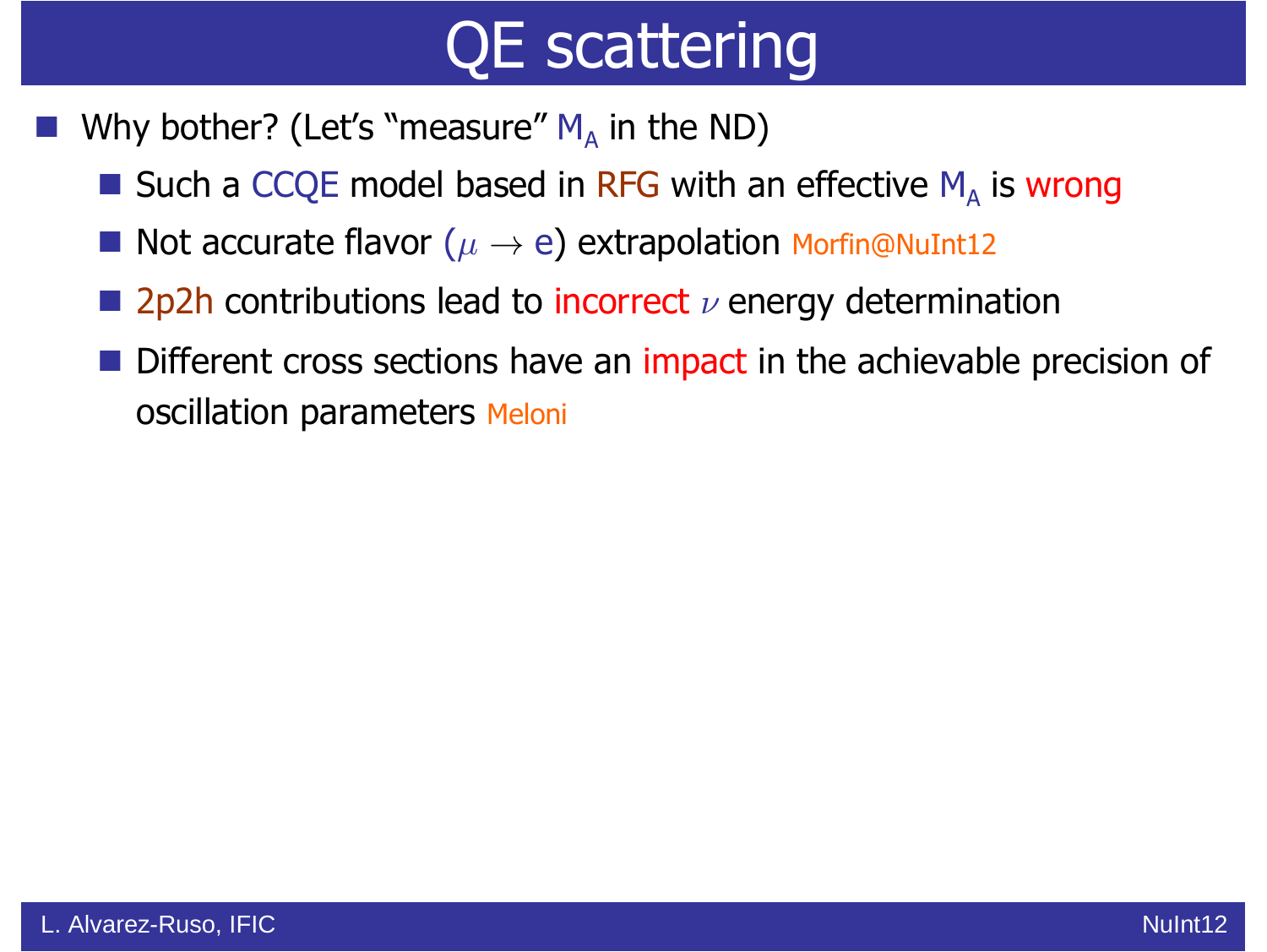# QE scattering

- Why bother? (Let's "measure" $M_A$ in the ND)
  - Such a CCQE model based in RFG with an effective $M_A$ is wrong
  - Not accurate flavor ($\mu \rightarrow e$) extrapolation Morfin@NuInt12
  - 2p2h contributions lead to incorrect $\nu$ energy determination
  - Different cross sections have an impact in the achievable precision of oscillation parameters Meloni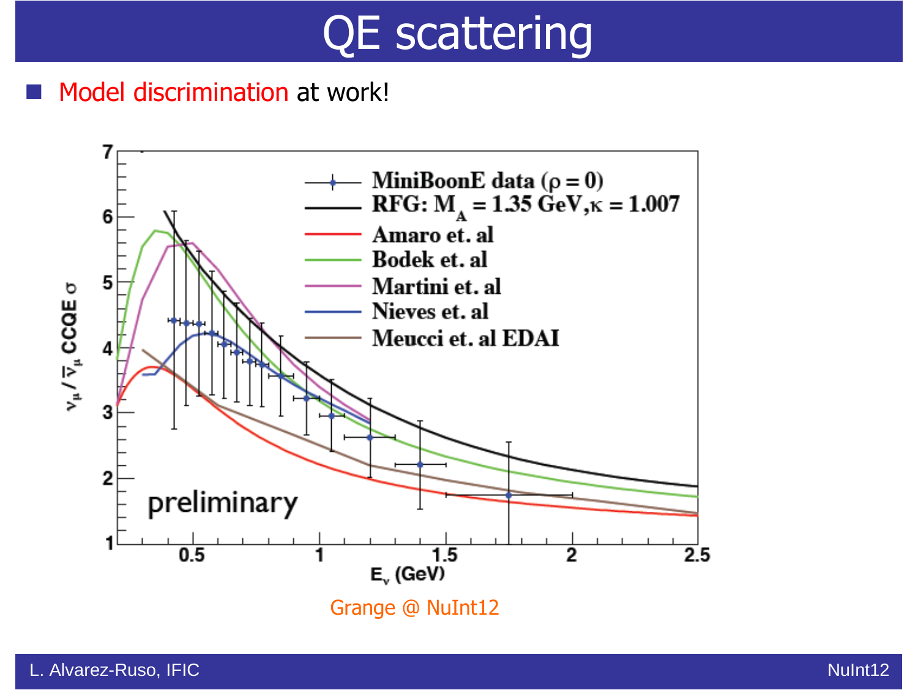# QE scattering

- Model discrimination at work!

MiniBoonE data ($\rho = 0$)

RFG: $M_A = 1.35$ GeV, $\kappa = 1.007$

Amaro et. al

Bodek et. al

Martini et. al

Nieves et. al

Meucci et. al EDAI

preliminary

$\nu_\mu / \bar{\nu}_\mu$ CCQE $\sigma$

$E_\nu$ (GeV)

7

6

5

4

3

2

1

0.5

1

1.5

2

2.5

Grange @ NuInt12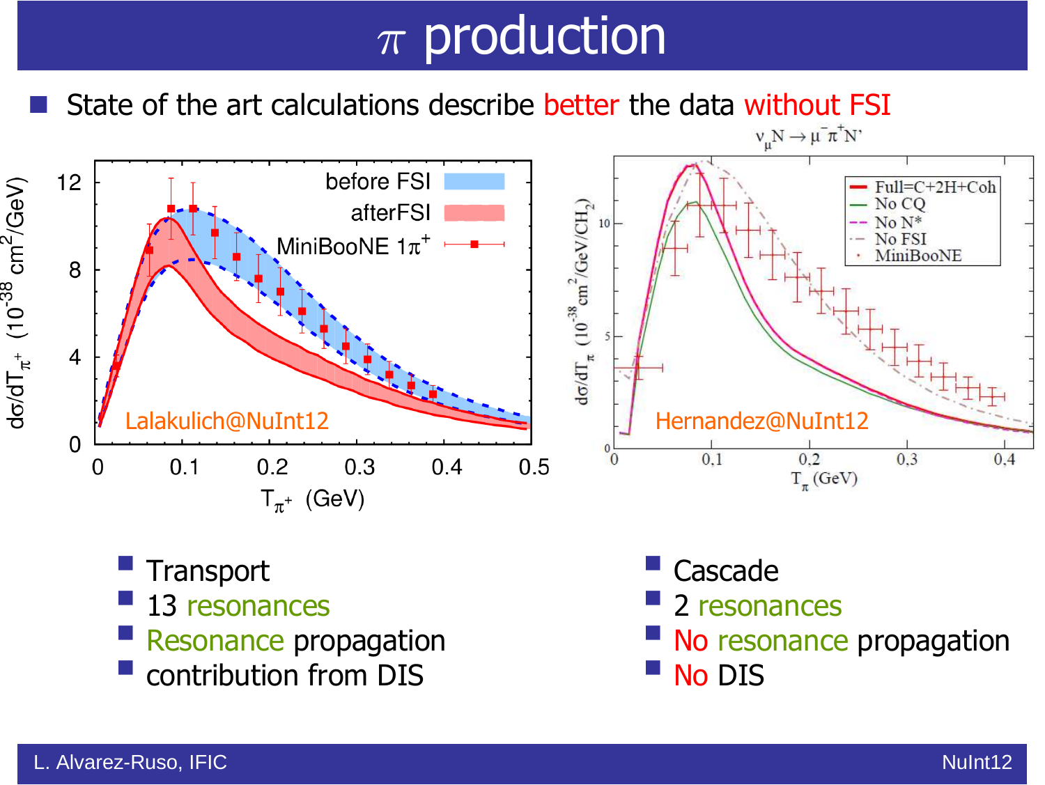# $\pi$ production

- State of the art calculations describe better the data without FSI

$d\sigma/dT_{\pi^+}$ ($10^{-38}$ cm$^2$/GeV)

12
8
4
0

before FSI
afterFSI
MiniBooNE $1\pi^+$

Lalakulich@NuInt12

0 0.1 0.2 0.3 0.4 0.5

$T_{\pi^+}$ (GeV)

$\nu_\mu N \to \mu^- \pi^+ N'$

$d\sigma/dT_\pi$ ($10^{-38}$ cm$^2$/GeV/$CH_2$)

10
5
0

Full=C+2H+Coh
No CQ
No N*
No FSI
MiniBooNE

Hernandez@NuInt12

0 0.1 0.2 0.3 0.4

$T_\pi$ (GeV)

- Transport
- 13 resonances
- Resonance propagation
- contribution from DIS

- Cascade
- 2 resonances
- No resonance propagation
- No DIS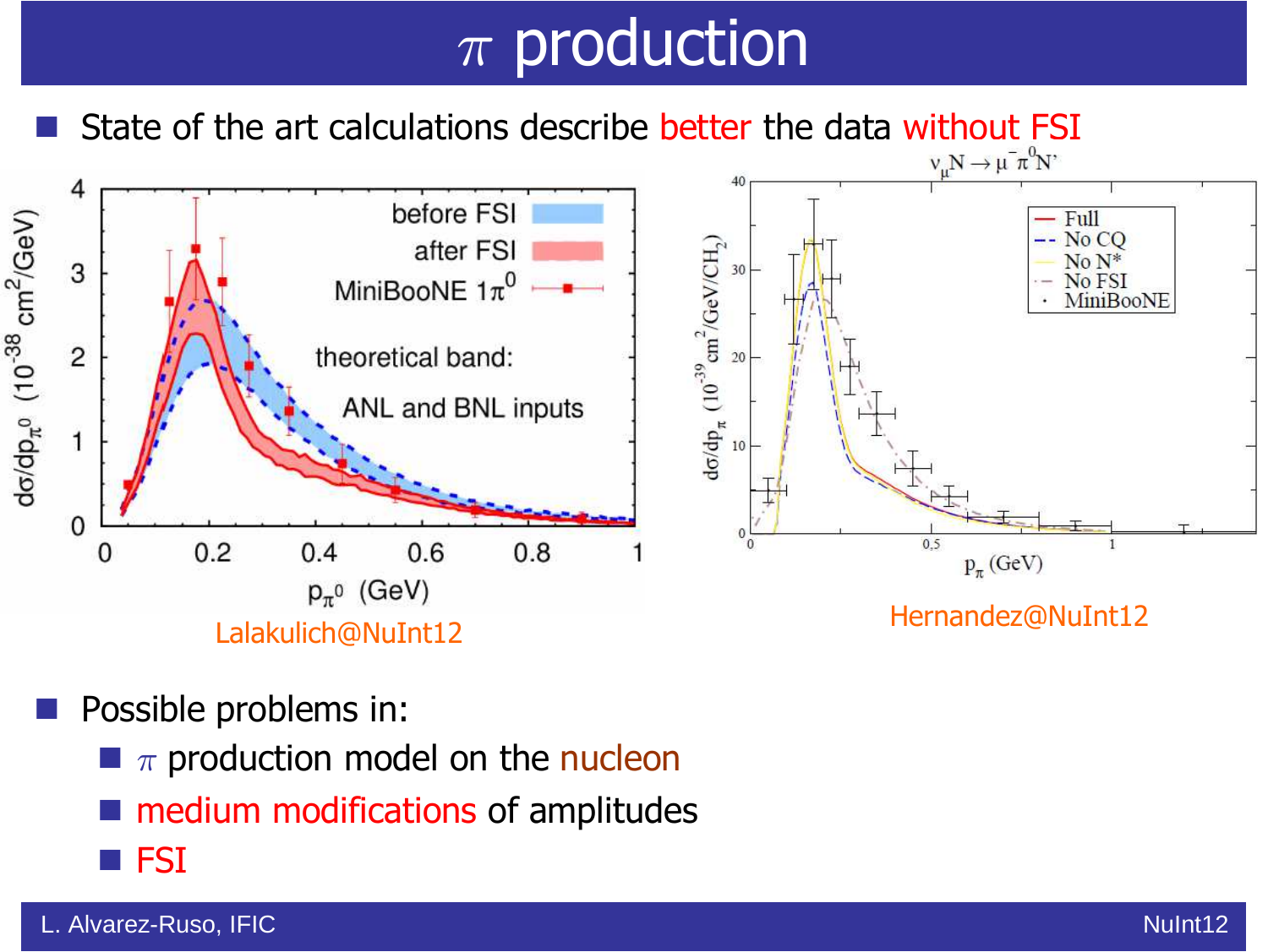# $\pi$ production

- State of the art calculations describe better the data without FSI

before FSI
after FSI
MiniBooNE $1\pi^0$
theoretical band:
ANL and BNL inputs
$d\sigma/dp_{\pi^0}$ ($10^{-38}$ cm$^2$/GeV)
$p_{\pi^0}$ (GeV)
0
0.2
0.4
0.6
0.8
1
0
1
2
3
4

Lalakulich@NuInt12

$\nu_\mu N \rightarrow \mu^- \pi^0 N'$
Full
No CQ
No N*
No FSI
MiniBooNE
$d\sigma/dp_\pi$ ($10^{-39}$ cm$^2$/GeV/CH$_2$)
$p_\pi$ (GeV)
0
0,5
1
0
10
20
30
40

Hernandez@NuInt12

- Possible problems in:
  - $\pi$ production model on the nucleon
  - medium modifications of amplitudes
  - FSI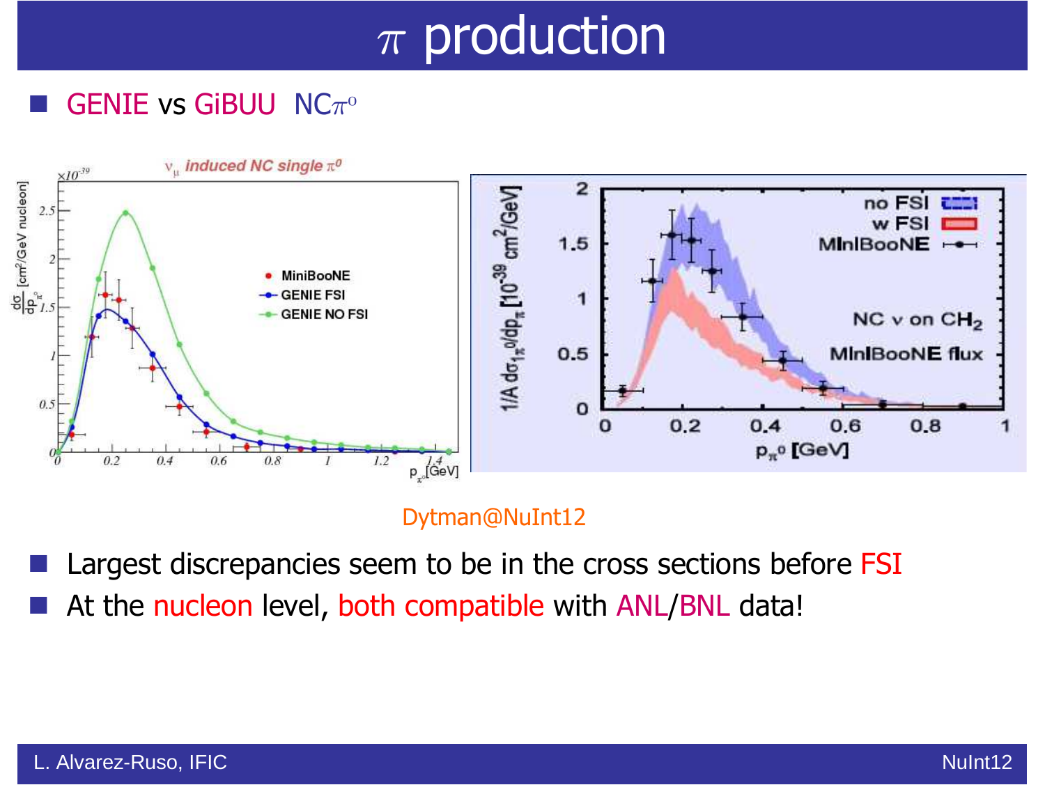# $\pi$ production

- GENIE vs GiBUU NC$\pi^o$

$\nu_\mu$ induced NC single $\pi^0$

$\times 10^{-39}$

$\frac{d\sigma}{dp_{\pi^0}}$ [cm$^2$/GeV nucleon]

2.5

2

1.5

1

0.5

0

0 0.2 0.4 0.6 0.8 1 1.2 1.4

$p_{\pi^0}$ [GeV]

MiniBooNE

GENIE FSI

GENIE NO FSI

1/A $d\sigma_{1\pi^0}/dp_\pi$ [$10^{-39}$ cm$^2$/GeV]

2

1.5

1

0.5

0

0 0.2 0.4 0.6 0.8 1

$p_{\pi^0}$ [GeV]

no FSI

w FSI

MiniBooNE

NC $\nu$ on $CH_2$

MiniBooNE flux

Dytman@NuInt12

- Largest discrepancies seem to be in the cross sections before FSI
- At the nucleon level, both compatible with ANL/BNL data!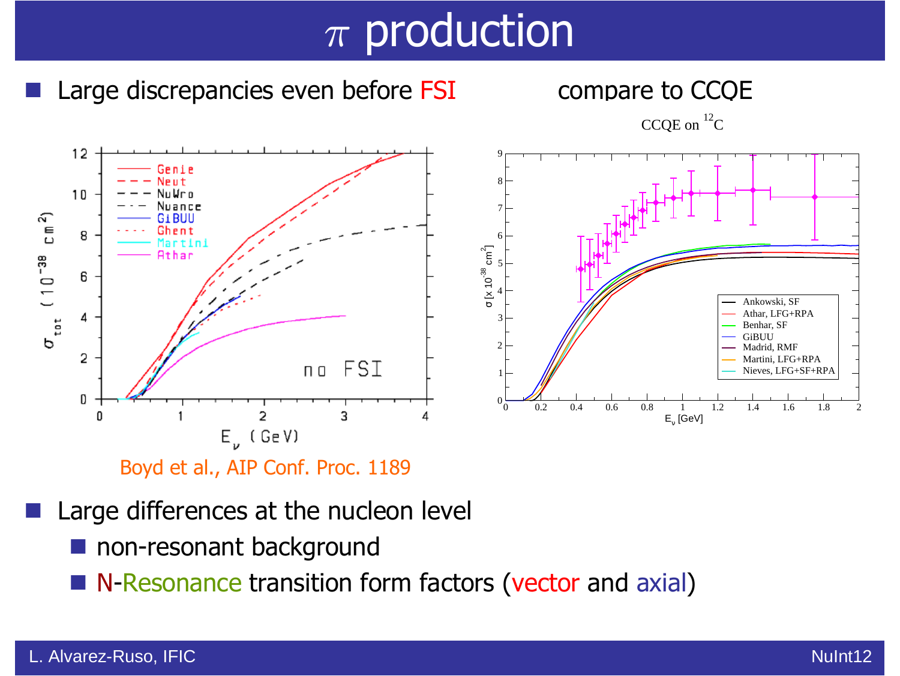# $\pi$ production

- Large discrepancies even before FSI

compare to CCQE

Genie
Neut
NuWro
Nuance
GiBUU
Ghent
Martini
Athar

no FSI

$\sigma_{tot}$ ($10^{-38}$ cm$^2$)

$E_\nu$ (GeV)

0 1 2 3 4

0 2 4 6 8 10 12

Boyd et al., AIP Conf. Proc. 1189

CCQE on $^{12}$C

$\sigma$ [x $10^{-38}$ cm$^2$]

$E_\nu$ [GeV]

0 0.2 0.4 0.6 0.8 1 1.2 1.4 1.6 1.8 2

0 1 2 3 4 5 6 7 8 9

Ankowski, SF
Athar, LFG+RPA
Benhar, SF
GiBUU
Madrid, RMF
Martini, LFG+RPA
Nieves, LFG+SF+RPA

- Large differences at the nucleon level
  - non-resonant background
  - N-Resonance transition form factors (vector and axial)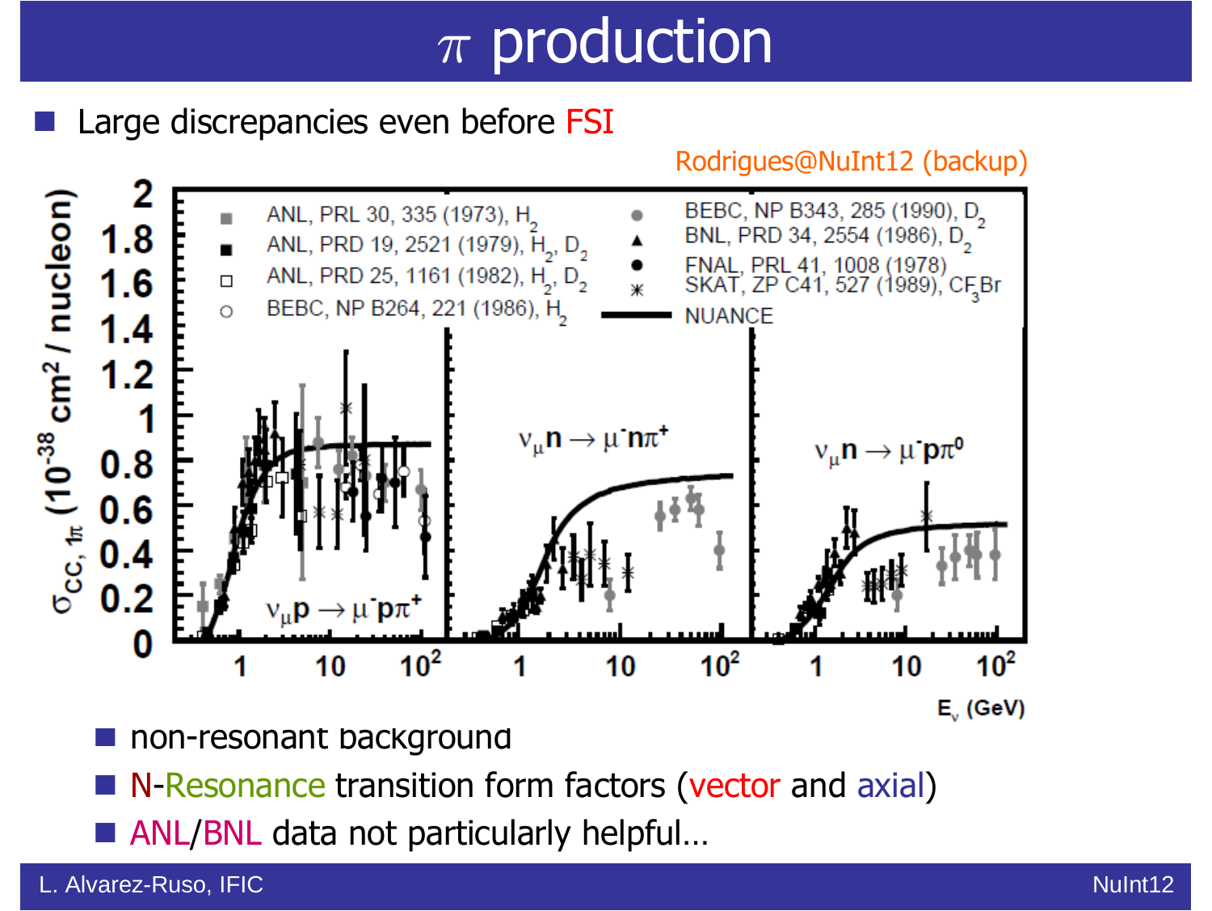# $\pi$ production

- Large discrepancies even before FSI

Rodrigues@NuInt12 (backup)

$\sigma_{CC,1\pi}$ ($10^{-38}$ cm$^2$ / nucleon)

2
1.8
1.6
1.4
1.2
1
0.8
0.6
0.4
0.2
0

ANL, PRL 30, 335 (1973), $H_2$
ANL, PRD 19, 2521 (1979), $H_2$, $D_2$
ANL, PRD 25, 1161 (1982), $H_2$, $D_2$
BEBC, NP B264, 221 (1986), $H_2$
BEBC, NP B343, 285 (1990), $D_2$
BNL, PRD 34, 2554 (1986), $D_2$
FNAL, PRL 41, 1008 (1978)
SKAT, ZP C41, 527 (1989), $CF_3Br$
NUANCE

$\nu_\mu p \rightarrow \mu^- p \pi^+$

$\nu_\mu n \rightarrow \mu^- n \pi^+$

$\nu_\mu n \rightarrow \mu^- p \pi^0$

1 10 $10^2$ 1 10 $10^2$ 1 10 $10^2$

$E_\nu$ (GeV)

- non-resonant background
- N-Resonance transition form factors (vector and axial)
- ANL/BNL data not particularly helpful…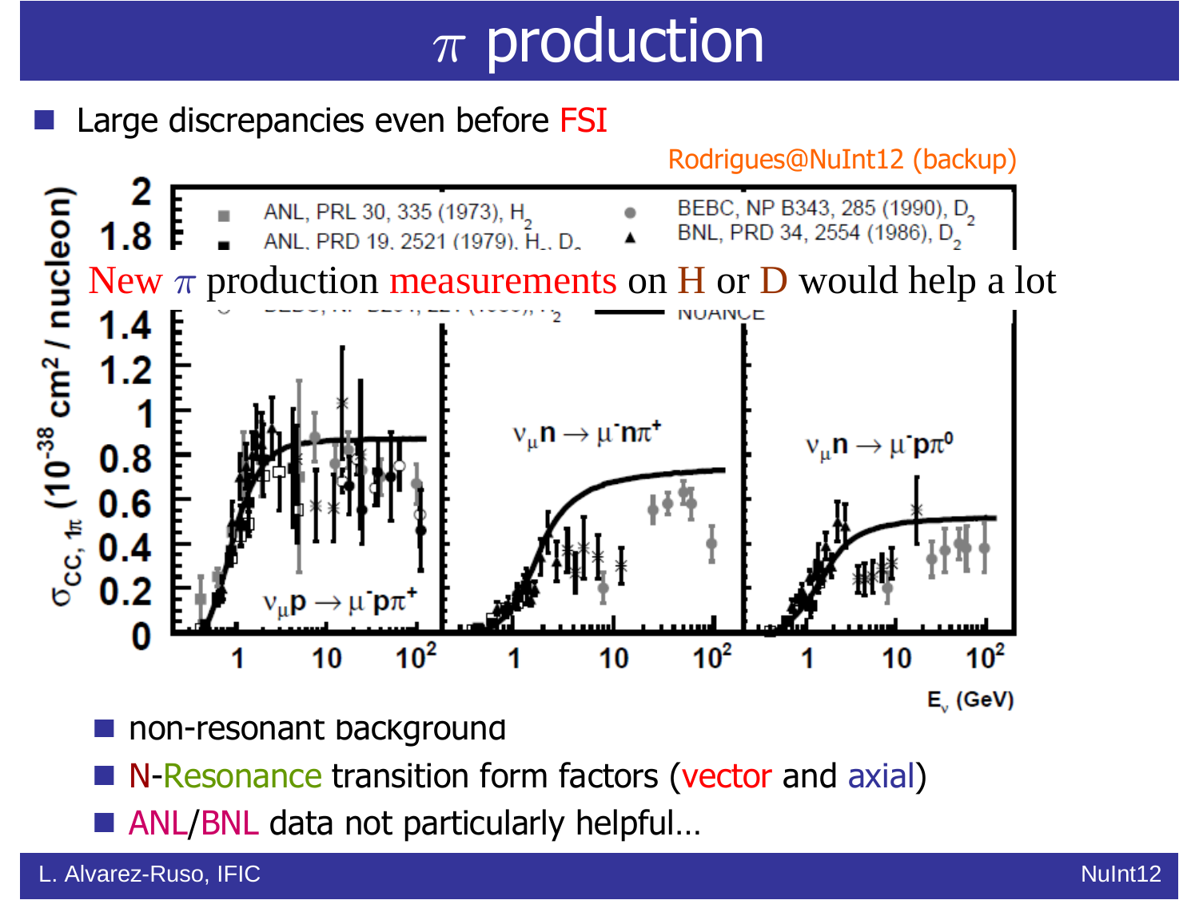# $\pi$ production

- Large discrepancies even before FSI

Rodrigues@NuInt12 (backup)

New $\pi$ production measurements on H or D would help a lot

ANL, PRL 30, 335 (1973), $H_2$
ANL, PRD 19, 2521 (1979), $H_2$, $D_2$
BEBC, NP B343, 285 (1990), $D_2$
BNL, PRD 34, 2554 (1986), $D_2$
NUANCE

$\sigma_{CC,1\pi}$ $(10^{-38}$ cm$^2$ / nucleon)

2
1.8
1.4
1.2
1
0.8
0.6
0.4
0.2
0

$\nu_\mu p \rightarrow \mu^- p \pi^+$
$\nu_\mu n \rightarrow \mu^- n \pi^+$
$\nu_\mu n \rightarrow \mu^- p \pi^0$

1 10 $10^2$ 1 10 $10^2$ 1 10 $10^2$

$E_\nu$ (GeV)

  - non-resonant background
  - N-Resonance transition form factors (vector and axial)
  - ANL/BNL data not particularly helpful…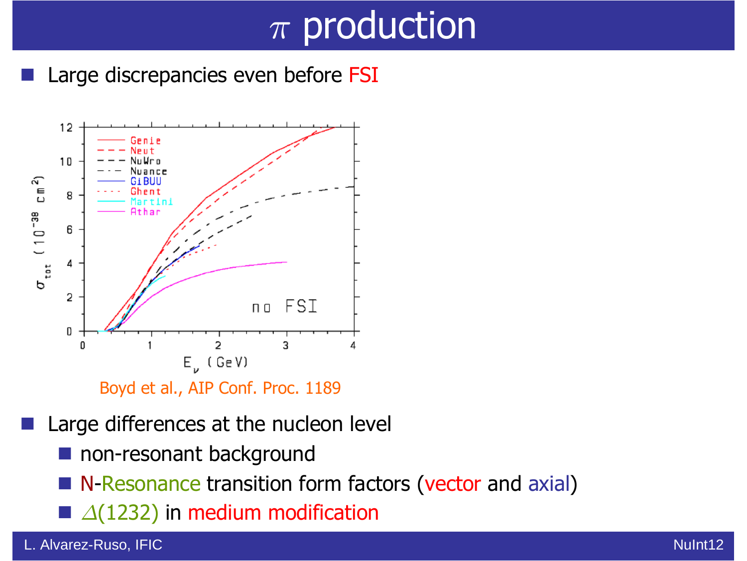# $\pi$ production

- Large discrepancies even before FSI

12
10
8
6
4
2
0
0
1
2
3
4

$\sigma_{tot}$ ($10^{-38}$ cm$^2$)

$E_\nu$ (GeV)

Genie
Neut
NuWro
Nuance
GiBUU
Ghent
Martini
Athar

no FSI

Boyd et al., AIP Conf. Proc. 1189

- Large differences at the nucleon level
  - non-resonant background
  - N-Resonance transition form factors (vector and axial)
  - $\Delta$(1232) in medium modification

L. Alvarez-Ruso, IFIC

NuInt12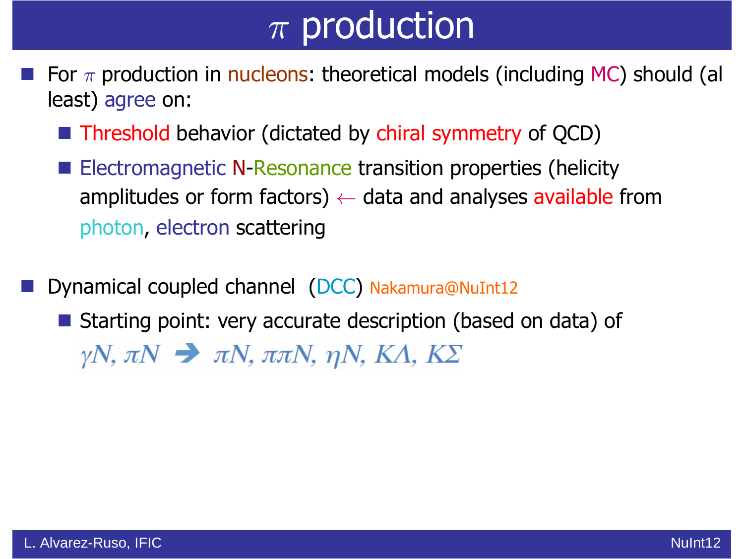# $\pi$ production

- For $\pi$ production in nucleons: theoretical models (including MC) should (al least) agree on:
  - Threshold behavior (dictated by chiral symmetry of QCD)
  - Electromagnetic N-Resonance transition properties (helicity amplitudes or form factors) $\leftarrow$ data and analyses available from photon, electron scattering

- Dynamical coupled channel (DCC) Nakamura@NuInt12
  - Starting point: very accurate description (based on data) of $\gamma N, \pi N \rightarrow \pi N, \pi\pi N, \eta N, K\Lambda, K\Sigma$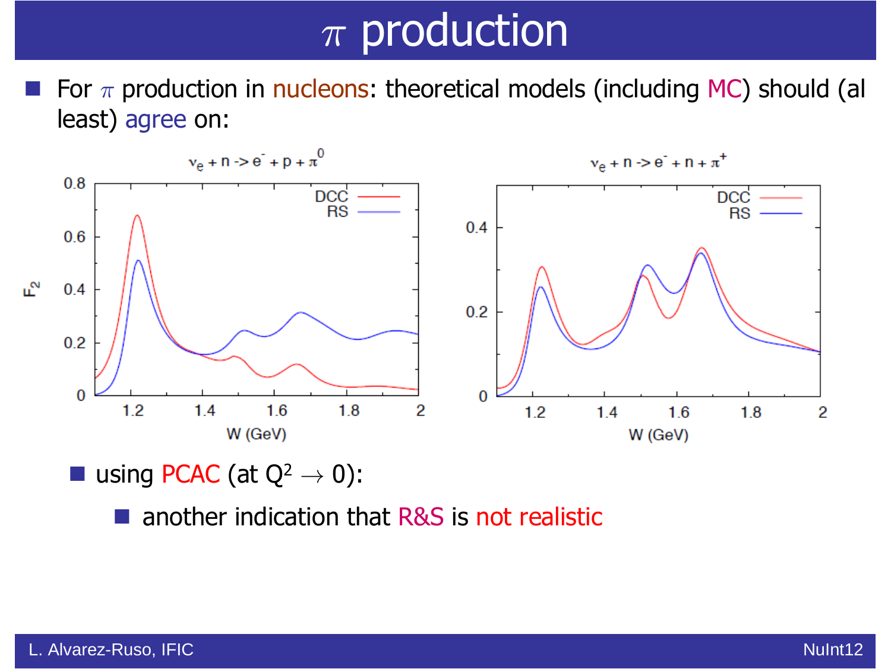# $\pi$ production

- For $\pi$ production in nucleons: theoretical models (including MC) should (al least) agree on:

$\nu_e + n \to e^- + p + \pi^0$

$\nu_e + n \to e^- + n + \pi^+$

  - using PCAC (at $Q^2 \to 0$):
    - another indication that R&S is not realistic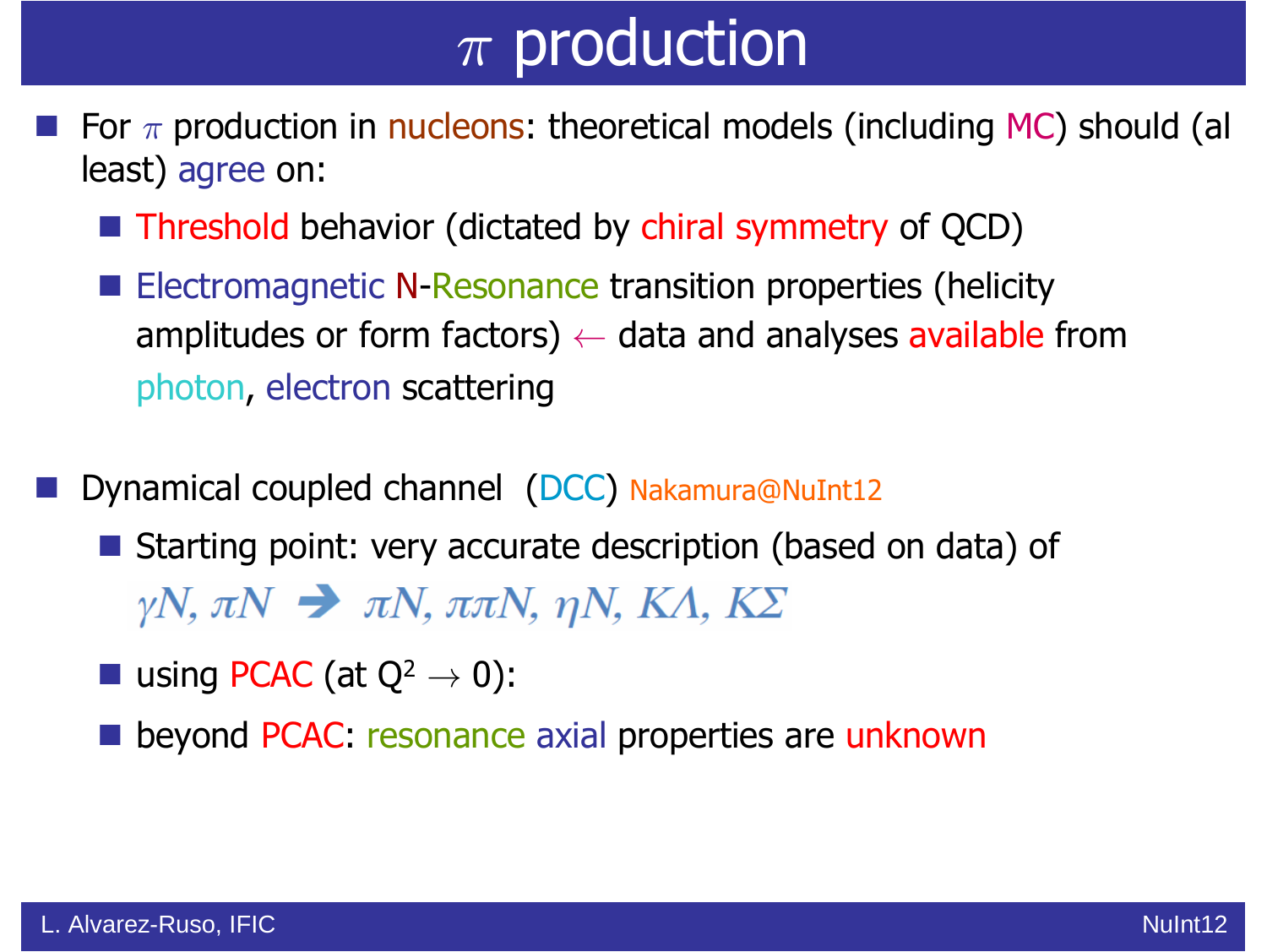# $\pi$ production

- For $\pi$ production in nucleons: theoretical models (including MC) should (al least) agree on:
  - Threshold behavior (dictated by chiral symmetry of QCD)
  - Electromagnetic N-Resonance transition properties (helicity amplitudes or form factors) $\leftarrow$ data and analyses available from photon, electron scattering

- Dynamical coupled channel (DCC) Nakamura@NuInt12
  - Starting point: very accurate description (based on data) of $\gamma N, \pi N \rightarrow \pi N, \pi\pi N, \eta N, K\Lambda, K\Sigma$
  - using PCAC (at $Q^2 \rightarrow 0$):
  - beyond PCAC: resonance axial properties are unknown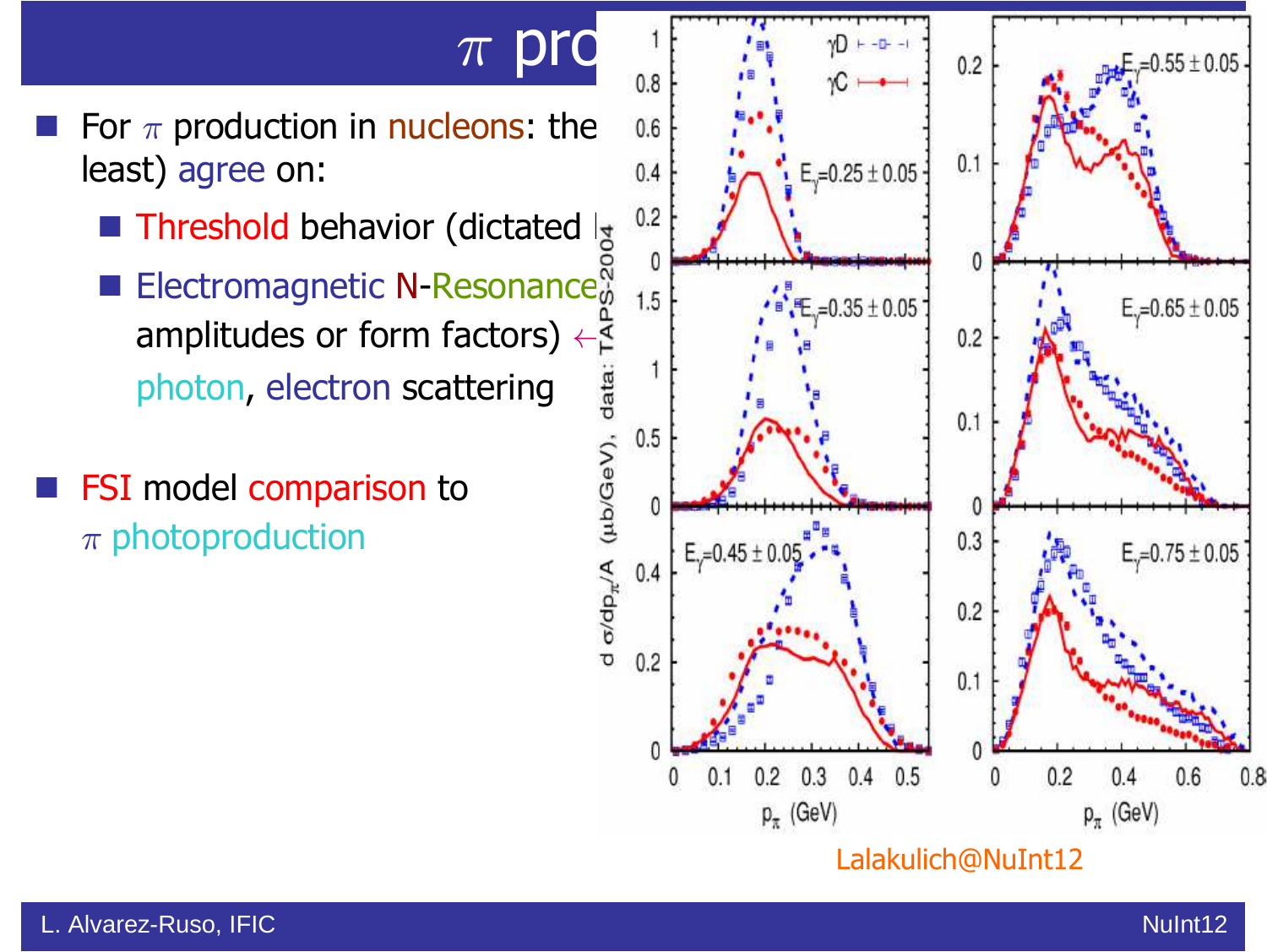# $\pi$ pro

- For $\pi$ production in nucleons: the least) agree on:
  - Threshold behavior (dictated
  - Electromagnetic N-Resonance amplitudes or form factors) $\leftarrow$ photon, electron scattering
- FSI model comparison to $\pi$ photoproduction

$\gamma D$

$\gamma C$

$E_\gamma=0.25 \pm 0.05$

$E_\gamma=0.35 \pm 0.05$

$E_\gamma=0.45 \pm 0.05$

$E_\gamma=0.55 \pm 0.05$

$E_\gamma=0.65 \pm 0.05$

$E_\gamma=0.75 \pm 0.05$

$d\sigma/dp_\pi/A$ ($\mu$b/GeV), data: TAPS-2004

$p_\pi$ (GeV)

Lalakulich@NuInt12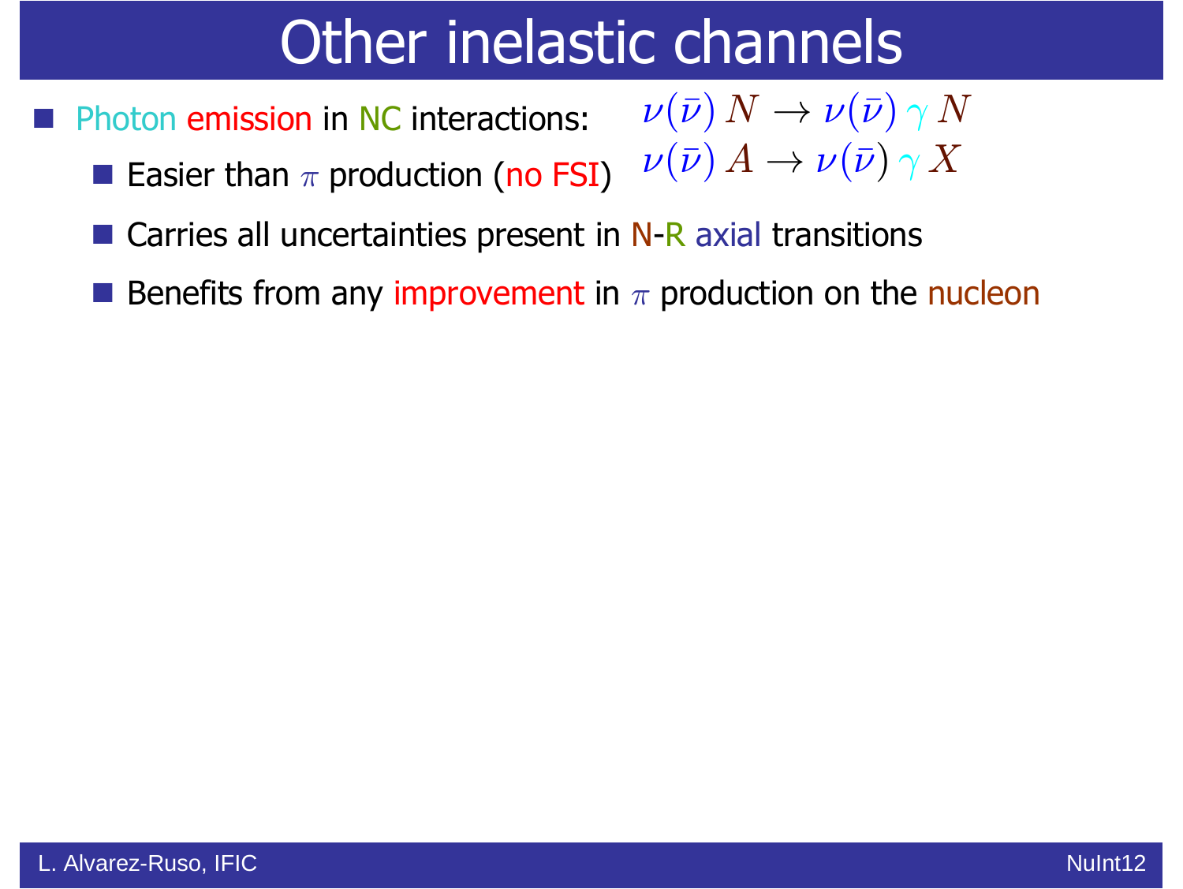# Other inelastic channels

- Photon emission in NC interactions:

$$\nu(\bar{\nu})\, N \rightarrow \nu(\bar{\nu})\, \gamma\, N$$
$$\nu(\bar{\nu})\, A \rightarrow \nu(\bar{\nu})\, \gamma\, X$$

  - Easier than $\pi$ production (no FSI)
  - Carries all uncertainties present in N-R axial transitions
  - Benefits from any improvement in $\pi$ production on the nucleon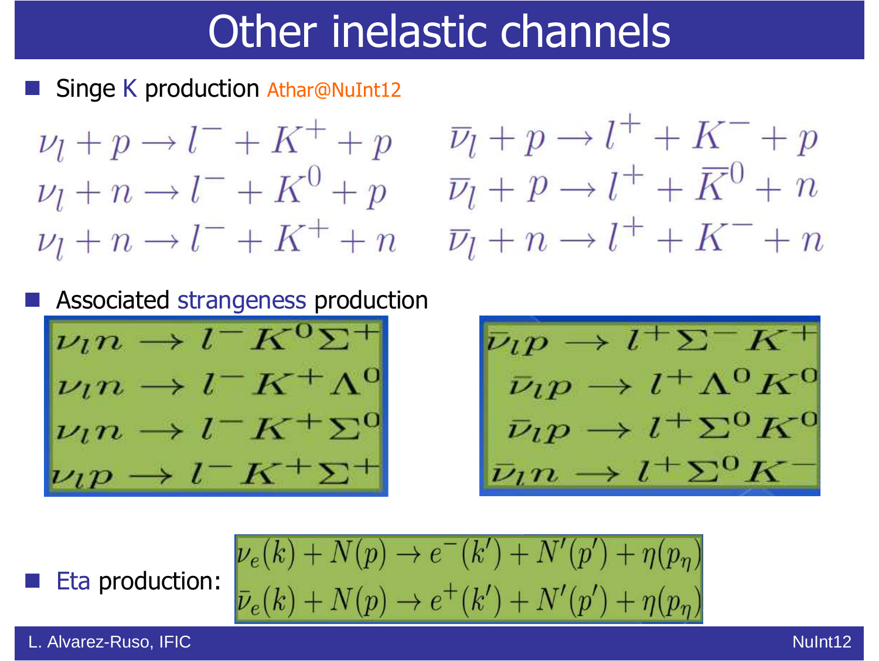# Other inelastic channels

- Singe K production Athar@NuInt12

$$\nu_l + p \rightarrow l^- + K^+ + p \qquad \bar{\nu}_l + p \rightarrow l^+ + K^- + p$$

$$\nu_l + n \rightarrow l^- + K^0 + p \qquad \bar{\nu}_l + p \rightarrow l^+ + \bar{K}^0 + n$$

$$\nu_l + n \rightarrow l^- + K^+ + n \qquad \bar{\nu}_l + n \rightarrow l^+ + K^- + n$$

- Associated strangeness production

$$\nu_l n \rightarrow l^- K^0 \Sigma^+$$
$$\nu_l n \rightarrow l^- K^+ \Lambda^0$$
$$\nu_l n \rightarrow l^- K^+ \Sigma^0$$
$$\nu_l p \rightarrow l^- K^+ \Sigma^+$$

$$\bar{\nu}_l p \rightarrow l^+ \Sigma^- K^+$$
$$\bar{\nu}_l p \rightarrow l^+ \Lambda^0 K^0$$
$$\bar{\nu}_l p \rightarrow l^+ \Sigma^0 K^0$$
$$\bar{\nu}_l n \rightarrow l^+ \Sigma^0 K^-$$

- Eta production:

$$\nu_e(k) + N(p) \rightarrow e^-(k') + N'(p') + \eta(p_\eta)$$
$$\bar{\nu}_e(k) + N(p) \rightarrow e^+(k') + N'(p') + \eta(p_\eta)$$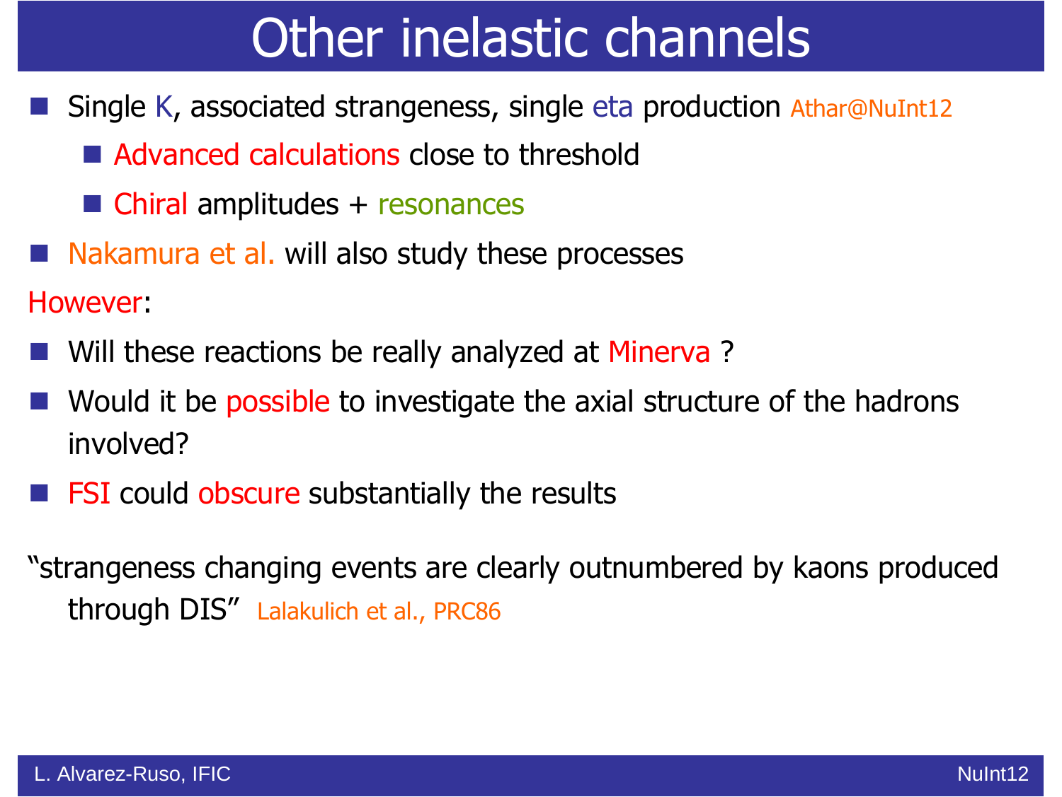# Other inelastic channels

- Single K, associated strangeness, single eta production Athar@NuInt12
  - Advanced calculations close to threshold
  - Chiral amplitudes + resonances
- Nakamura et al. will also study these processes

However:

- Will these reactions be really analyzed at Minerva ?
- Would it be possible to investigate the axial structure of the hadrons involved?
- FSI could obscure substantially the results

"strangeness changing events are clearly outnumbered by kaons produced through DIS" Lalakulich et al., PRC86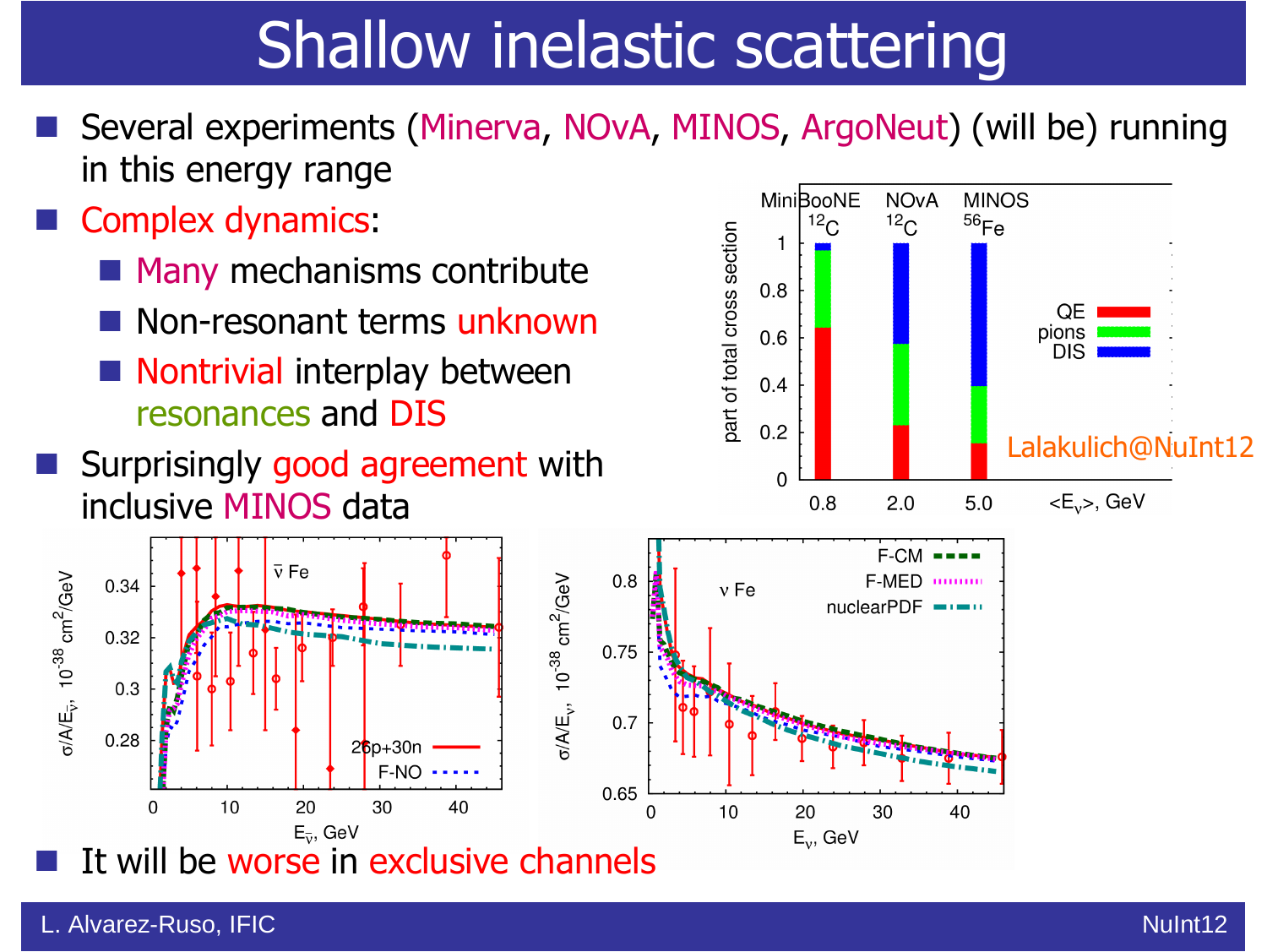# Shallow inelastic scattering

- Several experiments (Minerva, NOvA, MINOS, ArgoNeut) (will be) running in this energy range
- Complex dynamics:
  - Many mechanisms contribute
  - Non-resonant terms unknown
  - Nontrivial interplay between resonances and DIS
- Surprisingly good agreement with inclusive MINOS data

MiniBooNE $^{12}C$
NOvA $^{12}C$
MINOS $^{56}Fe$
part of total cross section
1
0.8
0.6
0.4
0.2
0
0.8
2.0
5.0
$<E_\nu>$, GeV
QE
pions
DIS
Lalakulich@NuInt12

$\bar{\nu}$ Fe
$\sigma/A/E_{\bar{\nu}}$, $10^{-38}$ cm$^2$/GeV
0.34
0.32
0.3
0.28
0
10
20
30
40
$E_{\bar{\nu}}$, GeV
26p+30n
F-NO

$\nu$ Fe
$\sigma/A/E_\nu$, $10^{-38}$ cm$^2$/GeV
0.8
0.75
0.7
0.65
0
10
20
30
40
$E_\nu$, GeV
F-CM
F-MED
nuclearPDF

- It will be worse in exclusive channels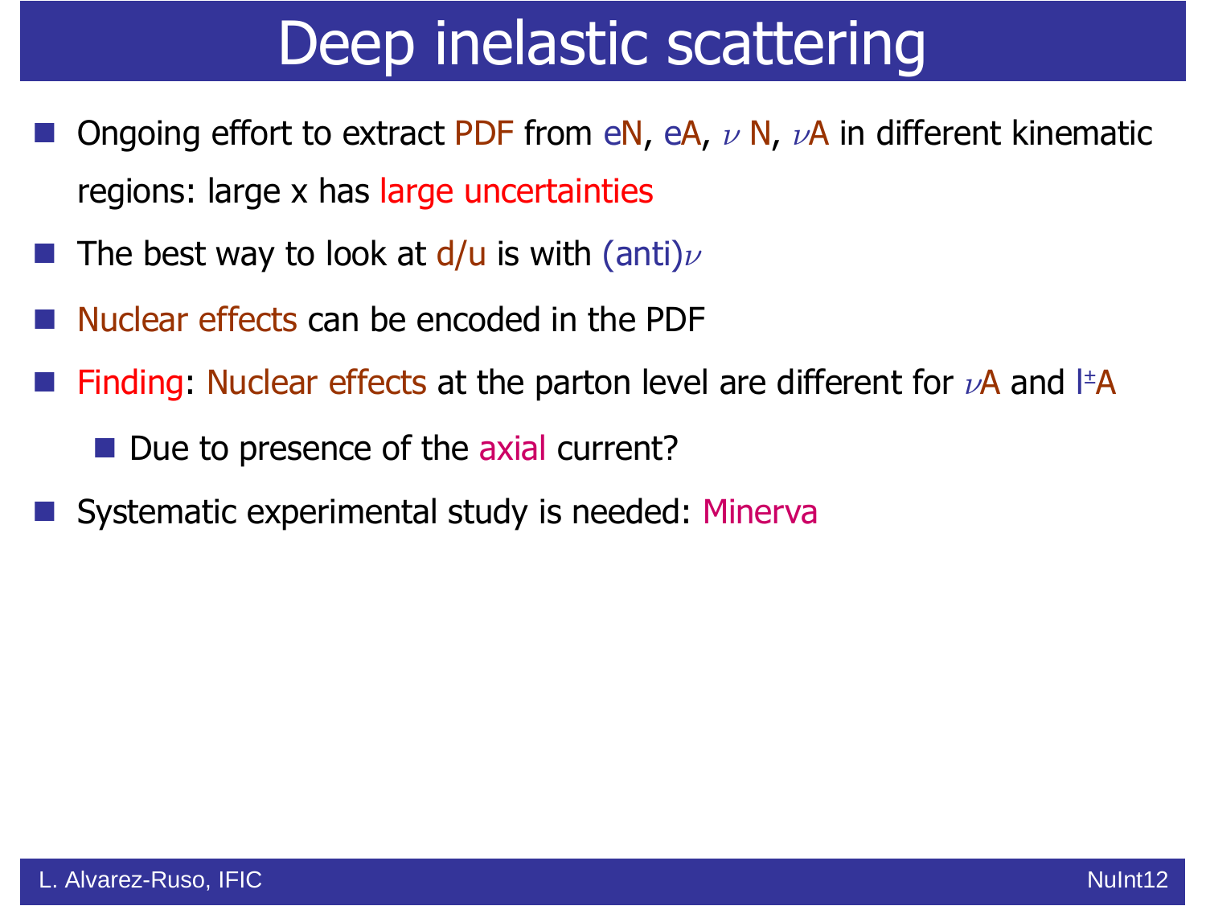# Deep inelastic scattering

- Ongoing effort to extract PDF from eN, eA, $\nu$ N, $\nu$A in different kinematic regions: large x has large uncertainties
- The best way to look at d/u is with (anti)$\nu$
- Nuclear effects can be encoded in the PDF
- Finding: Nuclear effects at the parton level are different for $\nu$A and $l^{\pm}$A
  - Due to presence of the axial current?
- Systematic experimental study is needed: Minerva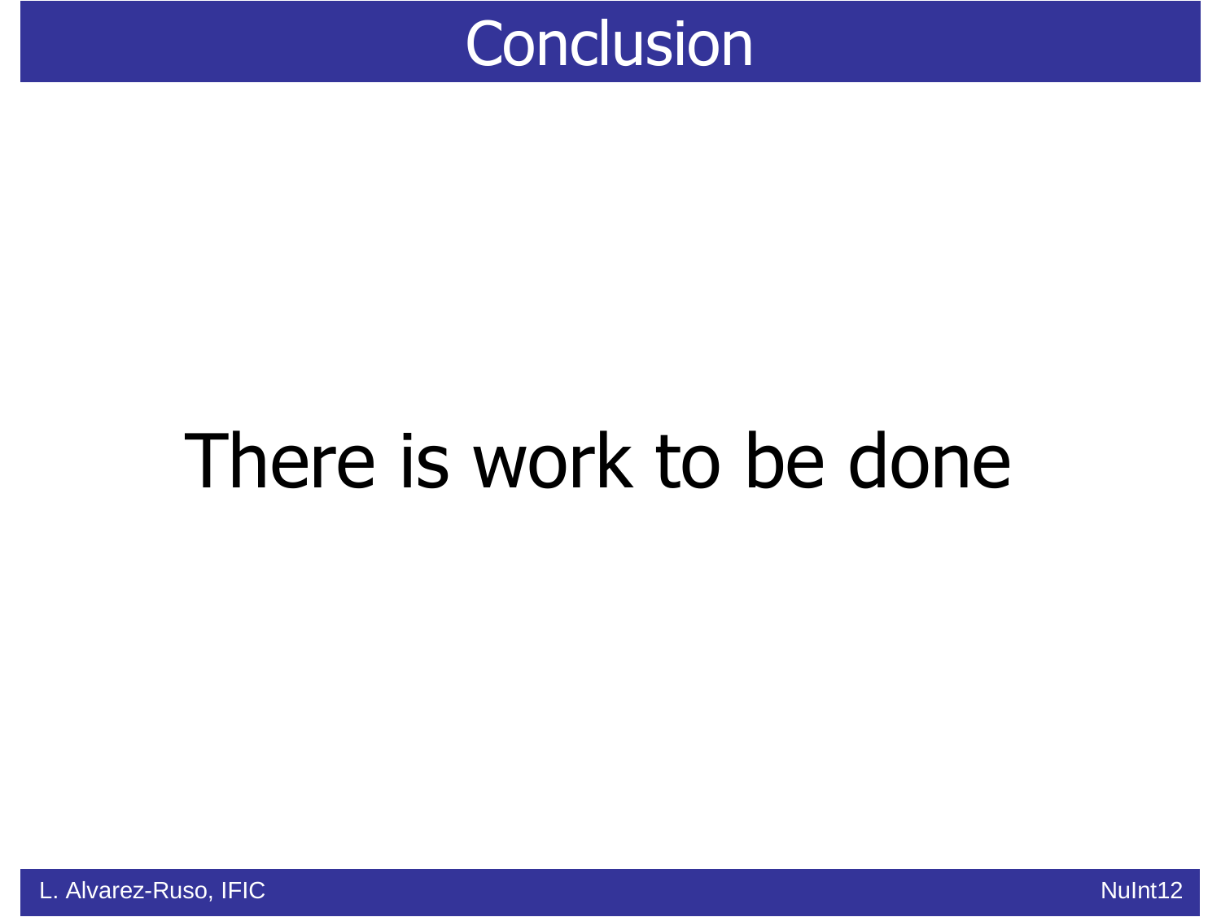# Conclusion

There is work to be done